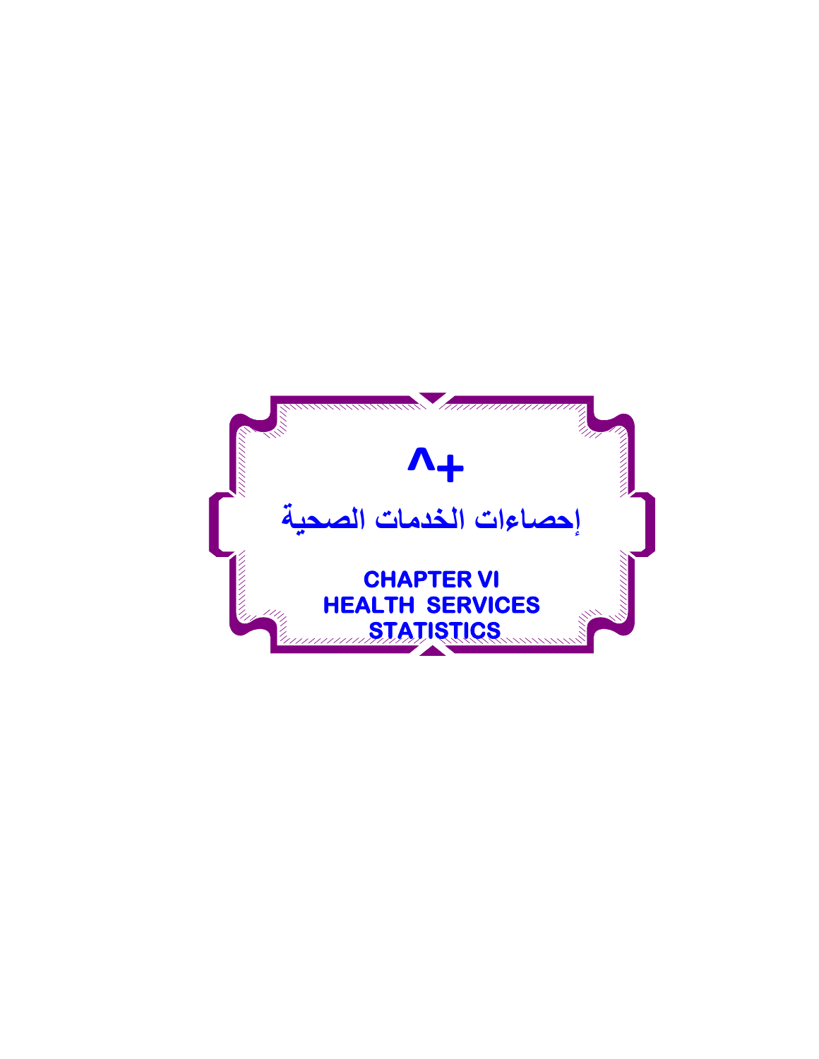# ٦

# إحصاءات الخدمات الصحية

# CHAPTER VI
# HEALTH SERVICES STATISTICS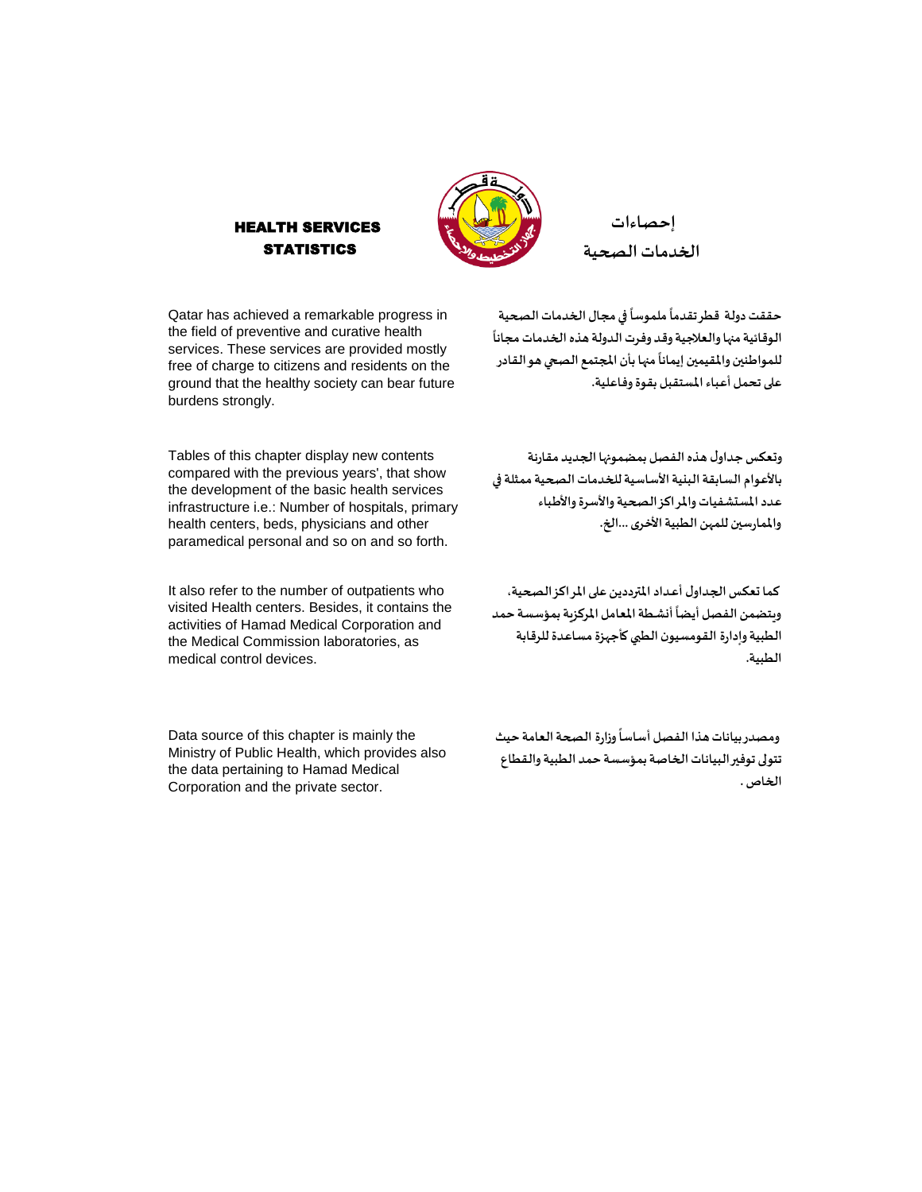# HEALTH SERVICES STATISTICS

# إحصاءات الخدمات الصحية

Qatar has achieved a remarkable progress in the field of preventive and curative health services. These services are provided mostly free of charge to citizens and residents on the ground that the healthy society can bear future burdens strongly.

حققت دولة قطر تقدماً ملموساً في مجال الخدمات الصحية الوقائية منها والعلاجية وقد وفرت الدولة هذه الخدمات مجاناً للمواطنين والمقيمين إيماناً منها بأن المجتمع الصحي هو القادر على تحمل أعباء المستقبل بقوة وفاعلية.

Tables of this chapter display new contents compared with the previous years', that show the development of the basic health services infrastructure i.e.: Number of hospitals, primary health centers, beds, physicians and other paramedical personal and so on and so forth.

وتعكس جداول هذه الفصل بمضمونها الجديد مقارنة بالأعوام السابقة البنية الأساسية للخدمات الصحية ممثلة في عدد المستشفيات والمراكز الصحية والأسرة والأطباء والممارسين للمهن الطبية الأخرى ...الخ.

It also refer to the number of outpatients who visited Health centers. Besides, it contains the activities of Hamad Medical Corporation and the Medical Commission laboratories, as medical control devices.

كما تعكس الجداول أعداد المترددين على المراكز الصحية، ويتضمن الفصل أيضاً أنشطة المعامل المركزية بمؤسسة حمد الطبية وإدارة القومسيون الطبي كأجهزة مساعدة للرقابة الطبية.

Data source of this chapter is mainly the Ministry of Public Health, which provides also the data pertaining to Hamad Medical Corporation and the private sector.

ومصدر بيانات هذا الفصل أساساً وزارة الصحة العامة حيث تتولى توفير البيانات الخاصة بمؤسسة حمد الطبية والقطاع الخاص .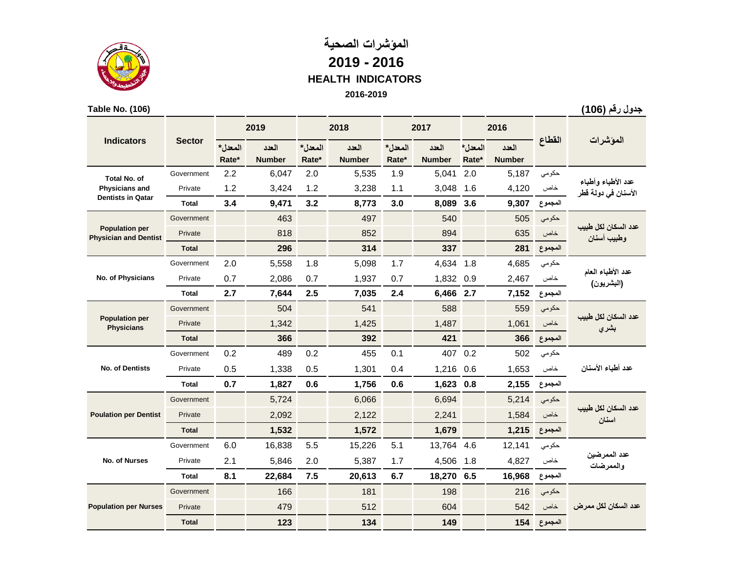# المؤشرات الصحية

## 2019 - 2016

## HEALTH INDICATORS

### 2016-2019

**Table No. (106)** **جدول رقم (106)**

| Indicators | Sector | 2019 | | 2018 | | 2017 | | 2016 | | القطاع | المؤشرات |
|---|---|---|---|---|---|---|---|---|---|---|---|
| | | المعدل* Rate* | العدد Number | المعدل* Rate* | العدد Number | المعدل* Rate* | العدد Number | المعدل* Rate* | العدد Number | | |
| Total No. of Physicians and Dentists in Qatar | Government | 2.2 | 6,047 | 2.0 | 5,535 | 1.9 | 5,041 | 2.0 | 5,187 | حكومي | عدد الأطباء وأطباء الأسنان في دولة قطر |
| | Private | 1.2 | 3,424 | 1.2 | 3,238 | 1.1 | 3,048 | 1.6 | 4,120 | خاص | |
| | **Total** | **3.4** | **9,471** | **3.2** | **8,773** | **3.0** | **8,089** | **3.6** | **9,307** | **المجموع** | |
| Population per Physician and Dentist | Government | | 463 | | 497 | | 540 | | 505 | حكومي | عدد السكان لكل طبيب وطبيب أسنان |
| | Private | | 818 | | 852 | | 894 | | 635 | خاص | |
| | **Total** | | **296** | | **314** | | **337** | | **281** | **المجموع** | |
| No. of Physicians | Government | 2.0 | 5,558 | 1.8 | 5,098 | 1.7 | 4,634 | 1.8 | 4,685 | حكومي | عدد الأطباء العام (البشريون) |
| | Private | 0.7 | 2,086 | 0.7 | 1,937 | 0.7 | 1,832 | 0.9 | 2,467 | خاص | |
| | **Total** | **2.7** | **7,644** | **2.5** | **7,035** | **2.4** | **6,466** | **2.7** | **7,152** | **المجموع** | |
| Population per Physicians | Government | | 504 | | 541 | | 588 | | 559 | حكومي | عدد السكان لكل طبيب بشري |
| | Private | | 1,342 | | 1,425 | | 1,487 | | 1,061 | خاص | |
| | **Total** | | **366** | | **392** | | **421** | | **366** | **المجموع** | |
| No. of Dentists | Government | 0.2 | 489 | 0.2 | 455 | 0.1 | 407 | 0.2 | 502 | حكومي | عدد أطباء الأسنان |
| | Private | 0.5 | 1,338 | 0.5 | 1,301 | 0.4 | 1,216 | 0.6 | 1,653 | خاص | |
| | **Total** | **0.7** | **1,827** | **0.6** | **1,756** | **0.6** | **1,623** | **0.8** | **2,155** | **المجموع** | |
| Poulation per Dentist | Government | | 5,724 | | 6,066 | | 6,694 | | 5,214 | حكومي | عدد السكان لكل طبيب اسنان |
| | Private | | 2,092 | | 2,122 | | 2,241 | | 1,584 | خاص | |
| | **Total** | | **1,532** | | **1,572** | | **1,679** | | **1,215** | **المجموع** | |
| No. of Nurses | Government | 6.0 | 16,838 | 5.5 | 15,226 | 5.1 | 13,764 | 4.6 | 12,141 | حكومي | عدد الممرضين والممرضات |
| | Private | 2.1 | 5,846 | 2.0 | 5,387 | 1.7 | 4,506 | 1.8 | 4,827 | خاص | |
| | **Total** | **8.1** | **22,684** | **7.5** | **20,613** | **6.7** | **18,270** | **6.5** | **16,968** | **المجموع** | |
| Population per Nurses | Government | | 166 | | 181 | | 198 | | 216 | حكومي | عدد السكان لكل ممرض |
| | Private | | 479 | | 512 | | 604 | | 542 | خاص | |
| | **Total** | | **123** | | **134** | | **149** | | **154** | **المجموع** | |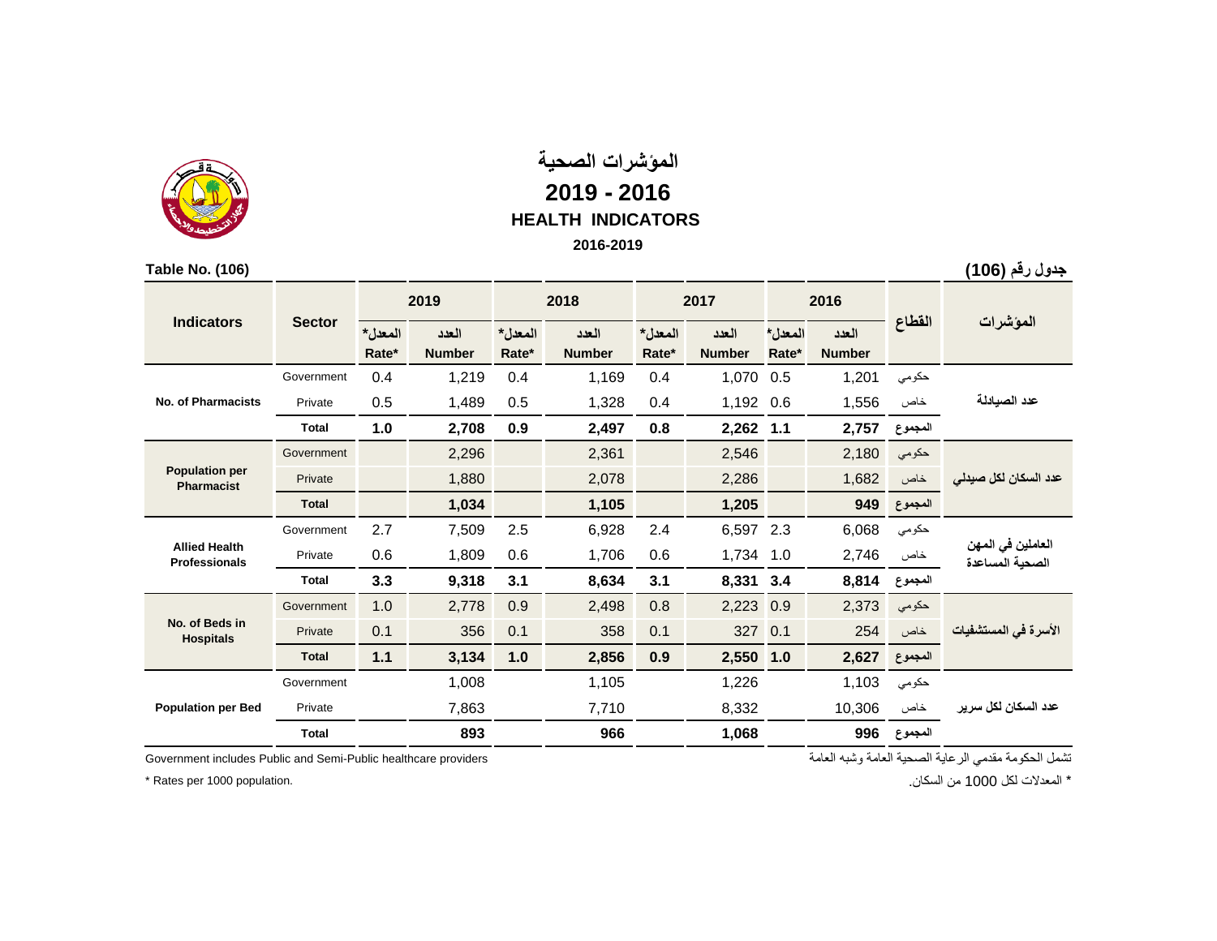# المؤشرات الصحية

## 2019 - 2016

## HEALTH INDICATORS

**2016-2019**

**Table No. (106)** **جدول رقم (106)**

| Indicators | Sector | 2019 | | 2018 | | 2017 | | 2016 | | القطاع | المؤشرات |
|---|---|---|---|---|---|---|---|---|---|---|---|
| | | المعدل* Rate* | العدد Number | المعدل* Rate* | العدد Number | المعدل* Rate* | العدد Number | المعدل* Rate* | العدد Number | | |
| No. of Pharmacists | Government | 0.4 | 1,219 | 0.4 | 1,169 | 0.4 | 1,070 | 0.5 | 1,201 | حكومي | عدد الصيادلة |
| | Private | 0.5 | 1,489 | 0.5 | 1,328 | 0.4 | 1,192 | 0.6 | 1,556 | خاص | |
| | **Total** | **1.0** | **2,708** | **0.9** | **2,497** | **0.8** | **2,262** | **1.1** | **2,757** | **المجموع** | |
| Population per Pharmacist | Government | | 2,296 | | 2,361 | | 2,546 | | 2,180 | حكومي | عدد السكان لكل صيدلي |
| | Private | | 1,880 | | 2,078 | | 2,286 | | 1,682 | خاص | |
| | **Total** | | **1,034** | | **1,105** | | **1,205** | | **949** | **المجموع** | |
| Allied Health Professionals | Government | 2.7 | 7,509 | 2.5 | 6,928 | 2.4 | 6,597 | 2.3 | 6,068 | حكومي | العاملين في المهن الصحية المساعدة |
| | Private | 0.6 | 1,809 | 0.6 | 1,706 | 0.6 | 1,734 | 1.0 | 2,746 | خاص | |
| | **Total** | **3.3** | **9,318** | **3.1** | **8,634** | **3.1** | **8,331** | **3.4** | **8,814** | **المجموع** | |
| No. of Beds in Hospitals | Government | 1.0 | 2,778 | 0.9 | 2,498 | 0.8 | 2,223 | 0.9 | 2,373 | حكومي | الأسرة في المستشفيات |
| | Private | 0.1 | 356 | 0.1 | 358 | 0.1 | 327 | 0.1 | 254 | خاص | |
| | **Total** | **1.1** | **3,134** | **1.0** | **2,856** | **0.9** | **2,550** | **1.0** | **2,627** | **المجموع** | |
| Population per Bed | Government | | 1,008 | | 1,105 | | 1,226 | | 1,103 | حكومي | عدد السكان لكل سرير |
| | Private | | 7,863 | | 7,710 | | 8,332 | | 10,306 | خاص | |
| | **Total** | | **893** | | **966** | | **1,068** | | **996** | **المجموع** | |

Government includes Public and Semi-Public healthcare providers

تشمل الحكومة مقدمي الرعاية الصحية العامة وشبه العامة

* Rates per 1000 population.

* المعدلات لكل 1000 من السكان.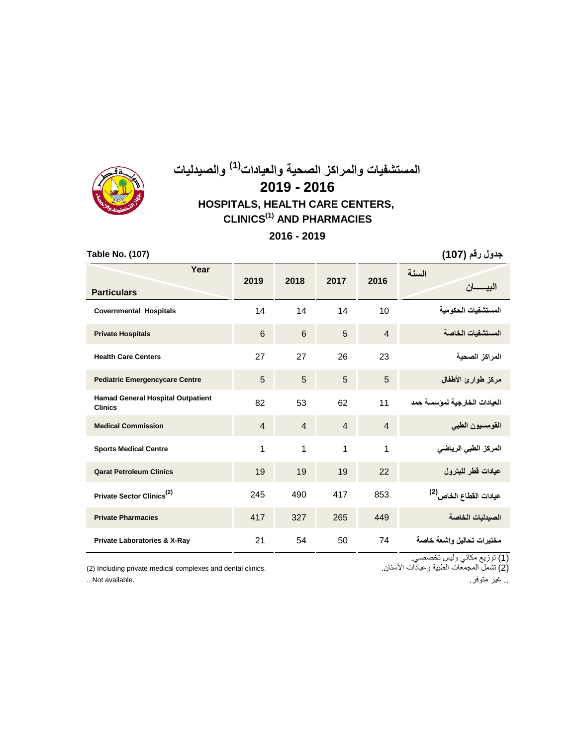# المستشفيات والمراكز الصحية والعيادات[1] والصيدليات

## 2019 - 2016

## HOSPITALS, HEALTH CARE CENTERS, CLINICS[1] AND PHARMACIES

## 2016 - 2019

**Table No. (107)** | **جدول رقم (107)**

| Particulars / Year | 2019 | 2018 | 2017 | 2016 | البيـــــان / السنة |
|---|---|---|---|---|---|
| Covernmental Hospitals | 14 | 14 | 14 | 10 | المستشفيات الحكومية |
| Private Hospitals | 6 | 6 | 5 | 4 | المستشفيات الخاصة |
| Health Care Centers | 27 | 27 | 26 | 23 | المراكز الصحية |
| Pediatric Emergencycare Centre | 5 | 5 | 5 | 5 | مركز طوارئ الأطفال |
| Hamad General Hospital Outpatient Clinics | 82 | 53 | 62 | 11 | العيادات الخارجية لمؤسسة حمد |
| Medical Commission | 4 | 4 | 4 | 4 | القومسيون الطبي |
| Sports Medical Centre | 1 | 1 | 1 | 1 | المركز الطبي الرياضي |
| Qarat Petroleum Clinics | 19 | 19 | 19 | 22 | عيادات قطر للبترول |
| Private Sector Clinics[2] | 245 | 490 | 417 | 853 | عيادات القطاع الخاص[2] |
| Private Pharmacies | 417 | 327 | 265 | 449 | الصيدليات الخاصة |
| Private Laboratories & X-Ray | 21 | 54 | 50 | 74 | مختبرات تحاليل واشعة خاصة |

(1) توزيع مكاني وليس تخصصي.

(2) Including private medical complexes and dental clinics. | (2) تشمل المجمعات الطبية وعيادات الأسنان.

.. Not available. | .. غير متوفر.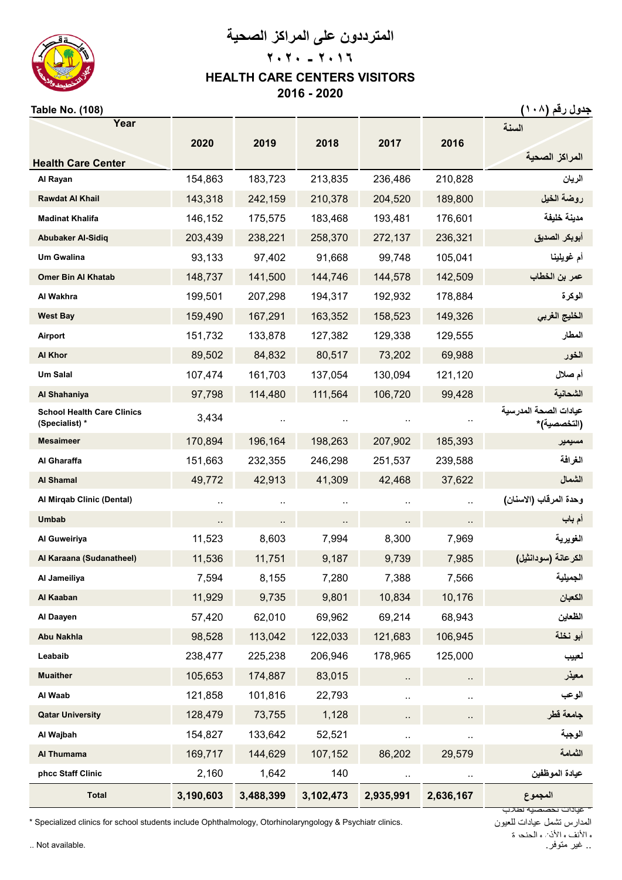# المترددون على المراكز الصحية

## ٢٠١٦ - ٢٠٢٠

# HEALTH CARE CENTERS VISITORS

## 2016 - 2020

Table No. (108) جدول رقم (١٠٨)

| Year / Health Care Center | 2020 | 2019 | 2018 | 2017 | 2016 | السنة / المراكز الصحية |
|---|---|---|---|---|---|---|
| Al Rayan | 154,863 | 183,723 | 213,835 | 236,486 | 210,828 | الريان |
| Rawdat Al Khail | 143,318 | 242,159 | 210,378 | 204,520 | 189,800 | روضة الخيل |
| Madinat Khalifa | 146,152 | 175,575 | 183,468 | 193,481 | 176,601 | مدينة خليفة |
| Abubaker Al-Sidiq | 203,439 | 238,221 | 258,370 | 272,137 | 236,321 | أبوبكر الصديق |
| Um Gwalina | 93,133 | 97,402 | 91,668 | 99,748 | 105,041 | أم غويلينا |
| Omer Bin Al Khatab | 148,737 | 141,500 | 144,746 | 144,578 | 142,509 | عمر بن الخطاب |
| Al Wakhra | 199,501 | 207,298 | 194,317 | 192,932 | 178,884 | الوكرة |
| West Bay | 159,490 | 167,291 | 163,352 | 158,523 | 149,326 | الخليج الغربي |
| Airport | 151,732 | 133,878 | 127,382 | 129,338 | 129,555 | المطار |
| Al Khor | 89,502 | 84,832 | 80,517 | 73,202 | 69,988 | الخور |
| Um Salal | 107,474 | 161,703 | 137,054 | 130,094 | 121,120 | أم صلال |
| Al Shahaniya | 97,798 | 114,480 | 111,564 | 106,720 | 99,428 | الشحانية |
| School Health Care Clinics (Specialist) * | 3,434 | .. | .. | .. | .. | عيادات الصحة المدرسية (التخصصية)* |
| Mesaimeer | 170,894 | 196,164 | 198,263 | 207,902 | 185,393 | مسيمير |
| Al Gharaffa | 151,663 | 232,355 | 246,298 | 251,537 | 239,588 | الغرافة |
| Al Shamal | 49,772 | 42,913 | 41,309 | 42,468 | 37,622 | الشمال |
| Al Mirqab Clinic (Dental) | .. | .. | .. | .. | .. | وحدة المرقاب (الاسنان) |
| Umbab | .. | .. | .. | .. | .. | أم باب |
| Al Guweiriya | 11,523 | 8,603 | 7,994 | 8,300 | 7,969 | الغويرية |
| Al Karaana (Sudanatheel) | 11,536 | 11,751 | 9,187 | 9,739 | 7,985 | الكرعانة (سودانثيل) |
| Al Jameiliya | 7,594 | 8,155 | 7,280 | 7,388 | 7,566 | الجميلية |
| Al Kaaban | 11,929 | 9,735 | 9,801 | 10,834 | 10,176 | الكعبان |
| Al Daayen | 57,420 | 62,010 | 69,962 | 69,214 | 68,943 | الظعاين |
| Abu Nakhla | 98,528 | 113,042 | 122,033 | 121,683 | 106,945 | أبو نخلة |
| Leabaib | 238,477 | 225,238 | 206,946 | 178,965 | 125,000 | لعبيب |
| Muaither | 105,653 | 174,887 | 83,015 | .. | .. | معيذر |
| Al Waab | 121,858 | 101,816 | 22,793 | .. | .. | الوعب |
| Qatar University | 128,479 | 73,755 | 1,128 | .. | .. | جامعة قطر |
| Al Wajbah | 154,827 | 133,642 | 52,521 | .. | .. | الوجبة |
| Al Thumama | 169,717 | 144,629 | 107,152 | 86,202 | 29,579 | الثمامة |
| phcc Staff Clinic | 2,160 | 1,642 | 140 | .. | .. | عيادة الموظفين |
| **Total** | **3,190,603** | **3,488,399** | **3,102,473** | **2,935,991** | **2,636,167** | **المجموع** |

\* Specialized clinics for school students include Ophthalmology, Otorhinolaryngology & Psychiatr clinics.

* عيادات تخصصية لطلاب المدارس تشمل عيادات للعيون والأنف والأذن والحنجرة

.. Not available.

.. غير متوفر.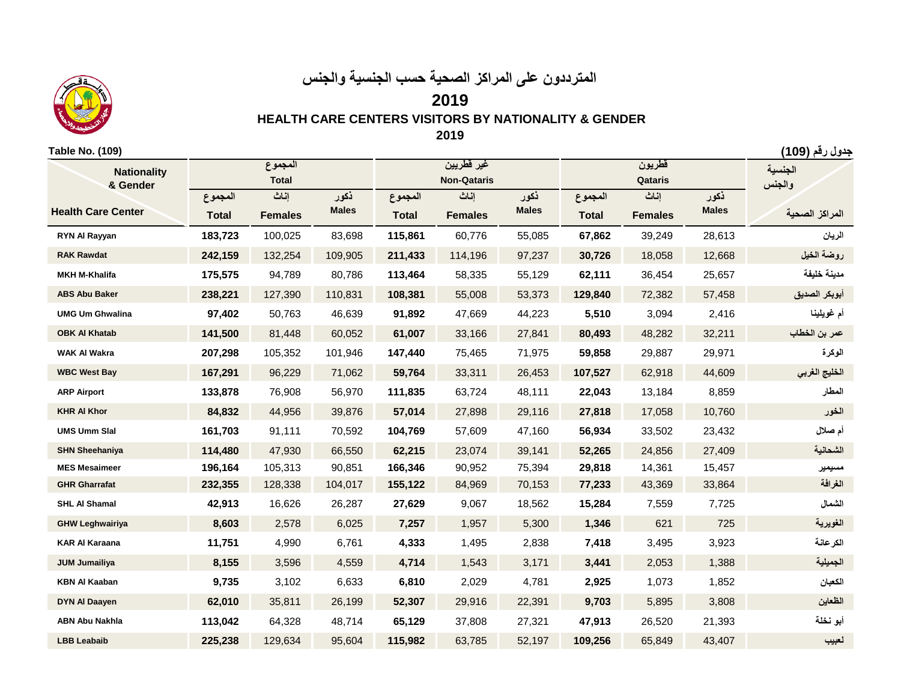# المترددون على المراكز الصحية حسب الجنسية والجنس

## 2019

## HEALTH CARE CENTERS VISITORS BY NATIONALITY & GENDER

## 2019

**Table No. (109)** | **جدول رقم (109)**

| Nationality & Gender / Health Care Center | المجموع Total | | | غير قطريين Non-Qataris | | | قطريون Qataris | | | الجنسية والجنس / المراكز الصحية |
|---|---|---|---|---|---|---|---|---|---|---|
| | المجموع Total | إناث Females | ذكور Males | المجموع Total | إناث Females | ذكور Males | المجموع Total | إناث Females | ذكور Males | |
| RYN Al Rayyan | **183,723** | 100,025 | 83,698 | **115,861** | 60,776 | 55,085 | **67,862** | 39,249 | 28,613 | الريان |
| RAK Rawdat | **242,159** | 132,254 | 109,905 | **211,433** | 114,196 | 97,237 | **30,726** | 18,058 | 12,668 | روضة الخيل |
| MKH M-Khalifa | **175,575** | 94,789 | 80,786 | **113,464** | 58,335 | 55,129 | **62,111** | 36,454 | 25,657 | مدينة خليفة |
| ABS Abu Baker | **238,221** | 127,390 | 110,831 | **108,381** | 55,008 | 53,373 | **129,840** | 72,382 | 57,458 | أبوبكر الصديق |
| UMG Um Ghwalina | **97,402** | 50,763 | 46,639 | **91,892** | 47,669 | 44,223 | **5,510** | 3,094 | 2,416 | أم غويلينا |
| OBK Al Khatab | **141,500** | 81,448 | 60,052 | **61,007** | 33,166 | 27,841 | **80,493** | 48,282 | 32,211 | عمر بن الخطاب |
| WAK Al Wakra | **207,298** | 105,352 | 101,946 | **147,440** | 75,465 | 71,975 | **59,858** | 29,887 | 29,971 | الوكرة |
| WBC West Bay | **167,291** | 96,229 | 71,062 | **59,764** | 33,311 | 26,453 | **107,527** | 62,918 | 44,609 | الخليج الغربي |
| ARP Airport | **133,878** | 76,908 | 56,970 | **111,835** | 63,724 | 48,111 | **22,043** | 13,184 | 8,859 | المطار |
| KHR Al Khor | **84,832** | 44,956 | 39,876 | **57,014** | 27,898 | 29,116 | **27,818** | 17,058 | 10,760 | الخور |
| UMS Umm Slal | **161,703** | 91,111 | 70,592 | **104,769** | 57,609 | 47,160 | **56,934** | 33,502 | 23,432 | أم صلال |
| SHN Sheehaniya | **114,480** | 47,930 | 66,550 | **62,215** | 23,074 | 39,141 | **52,265** | 24,856 | 27,409 | الشحانية |
| MES Mesaimeer | **196,164** | 105,313 | 90,851 | **166,346** | 90,952 | 75,394 | **29,818** | 14,361 | 15,457 | مسيمير |
| GHR Gharrafat | **232,355** | 128,338 | 104,017 | **155,122** | 84,969 | 70,153 | **77,233** | 43,369 | 33,864 | الغرافة |
| SHL Al Shamal | **42,913** | 16,626 | 26,287 | **27,629** | 9,067 | 18,562 | **15,284** | 7,559 | 7,725 | الشمال |
| GHW Leghwairiya | **8,603** | 2,578 | 6,025 | **7,257** | 1,957 | 5,300 | **1,346** | 621 | 725 | الغويرية |
| KAR Al Karaana | **11,751** | 4,990 | 6,761 | **4,333** | 1,495 | 2,838 | **7,418** | 3,495 | 3,923 | الكرعانة |
| JUM Jumailiya | **8,155** | 3,596 | 4,559 | **4,714** | 1,543 | 3,171 | **3,441** | 2,053 | 1,388 | الجميلية |
| KBN Al Kaaban | **9,735** | 3,102 | 6,633 | **6,810** | 2,029 | 4,781 | **2,925** | 1,073 | 1,852 | الكعبان |
| DYN Al Daayen | **62,010** | 35,811 | 26,199 | **52,307** | 29,916 | 22,391 | **9,703** | 5,895 | 3,808 | الظعاين |
| ABN Abu Nakhla | **113,042** | 64,328 | 48,714 | **65,129** | 37,808 | 27,321 | **47,913** | 26,520 | 21,393 | أبو نخلة |
| LBB Leabaib | **225,238** | 129,634 | 95,604 | **115,982** | 63,785 | 52,197 | **109,256** | 65,849 | 43,407 | لعبيب |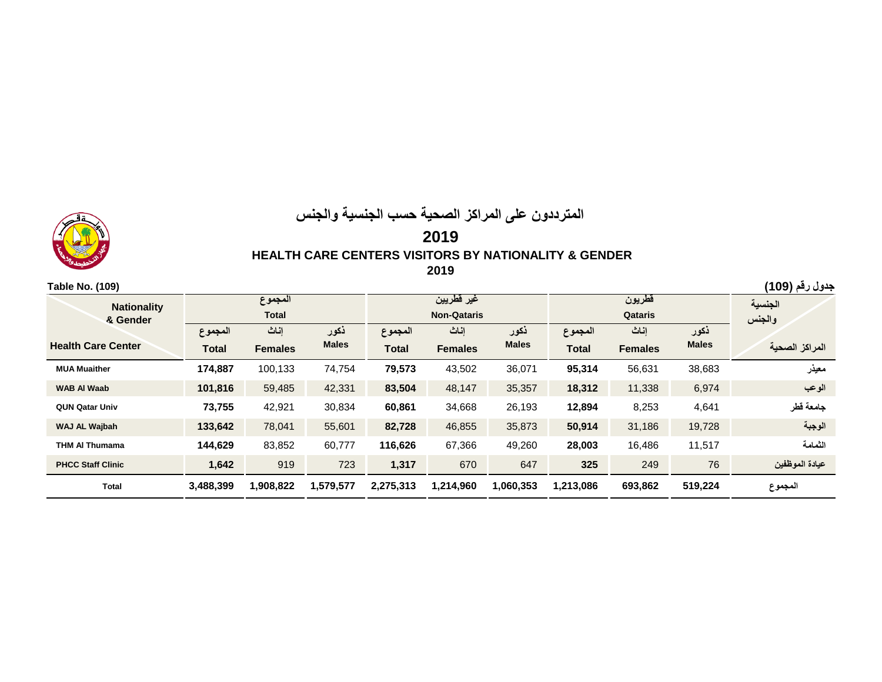# المترددون على المراكز الصحية حسب الجنسية والجنس

## 2019

## HEALTH CARE CENTERS VISITORS BY NATIONALITY & GENDER

## 2019

**Table No. (109)** | **جدول رقم (109)**

| Nationality & Gender / Health Care Center | المجموع Total | | | غير قطريين Non-Qataris | | | قطريون Qataris | | | الجنسية والجنس / المراكز الصحية |
|---|---|---|---|---|---|---|---|---|---|---|
| | المجموع Total | إناث Females | ذكور Males | المجموع Total | إناث Females | ذكور Males | المجموع Total | إناث Females | ذكور Males | |
| **MUA Muaither** | **174,887** | 100,133 | 74,754 | **79,573** | 43,502 | 36,071 | **95,314** | 56,631 | 38,683 | معيذر |
| **WAB Al Waab** | **101,816** | 59,485 | 42,331 | **83,504** | 48,147 | 35,357 | **18,312** | 11,338 | 6,974 | الوعب |
| **QUN Qatar Univ** | **73,755** | 42,921 | 30,834 | **60,861** | 34,668 | 26,193 | **12,894** | 8,253 | 4,641 | جامعة قطر |
| **WAJ AL Wajbah** | **133,642** | 78,041 | 55,601 | **82,728** | 46,855 | 35,873 | **50,914** | 31,186 | 19,728 | الوجبة |
| **THM Al Thumama** | **144,629** | 83,852 | 60,777 | **116,626** | 67,366 | 49,260 | **28,003** | 16,486 | 11,517 | الثمامة |
| **PHCC Staff Clinic** | **1,642** | 919 | 723 | **1,317** | 670 | 647 | **325** | 249 | 76 | عيادة الموظفين |
| **Total** | **3,488,399** | **1,908,822** | **1,579,577** | **2,275,313** | **1,214,960** | **1,060,353** | **1,213,086** | **693,862** | **519,224** | المجموع |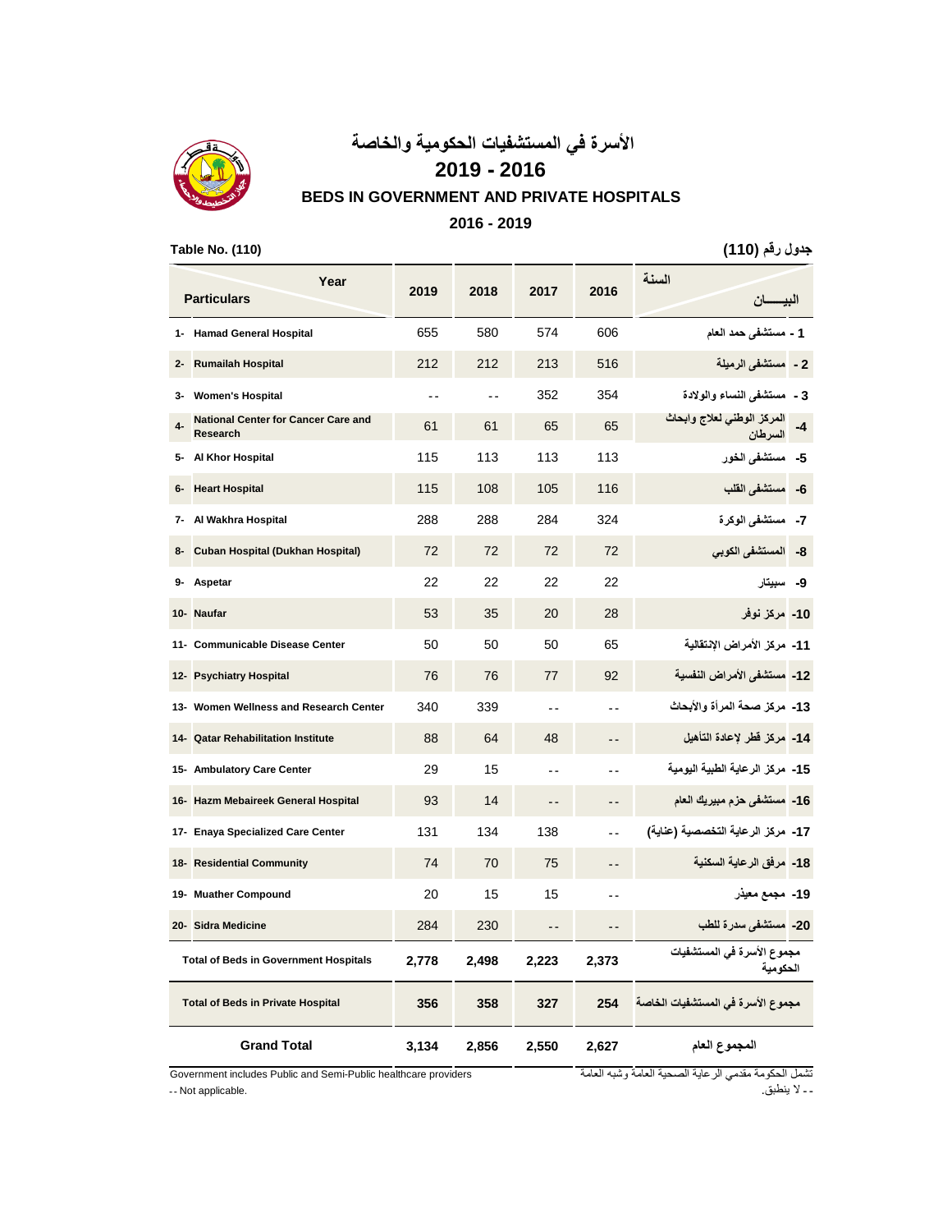# الأسرة في المستشفيات الحكومية والخاصة

## 2019 - 2016

## BEDS IN GOVERNMENT AND PRIVATE HOSPITALS

## 2016 - 2019

**Table No. (110)** **جدول رقم (110)**

| Particulars / Year | 2019 | 2018 | 2017 | 2016 | السنة / البيـــــان |
|---|---|---|---|---|---|
| 1- Hamad General Hospital | 655 | 580 | 574 | 606 | 1 - مستشفى حمد العام |
| 2- Rumailah Hospital | 212 | 212 | 213 | 516 | 2 - مستشفى الرميلة |
| 3- Women's Hospital | -- | -- | 352 | 354 | 3 - مستشفى النساء والولادة |
| 4- National Center for Cancer Care and Research | 61 | 61 | 65 | 65 | 4- المركز الوطني لعلاج وابحاث السرطان |
| 5- Al Khor Hospital | 115 | 113 | 113 | 113 | 5- مستشفى الخور |
| 6- Heart Hospital | 115 | 108 | 105 | 116 | 6- مستشفى القلب |
| 7- Al Wakhra Hospital | 288 | 288 | 284 | 324 | 7- مستشفى الوكرة |
| 8- Cuban Hospital (Dukhan Hospital) | 72 | 72 | 72 | 72 | 8- المستشفى الكوبي |
| 9- Aspetar | 22 | 22 | 22 | 22 | 9- سبيتار |
| 10- Naufar | 53 | 35 | 20 | 28 | 10- مركز نوفر |
| 11- Communicable Disease Center | 50 | 50 | 50 | 65 | 11- مركز الأمراض الإنتقالية |
| 12- Psychiatry Hospital | 76 | 76 | 77 | 92 | 12- مستشفى الأمراض النفسية |
| 13- Women Wellness and Research Center | 340 | 339 | -- | -- | 13- مركز صحة المرأة والأبحاث |
| 14- Qatar Rehabilitation Institute | 88 | 64 | 48 | -- | 14- مركز قطر لإعادة التأهيل |
| 15- Ambulatory Care Center | 29 | 15 | -- | -- | 15- مركز الرعاية الطبية اليومية |
| 16- Hazm Mebaireek General Hospital | 93 | 14 | -- | -- | 16- مستشفى حزم مبيريك العام |
| 17- Enaya Specialized Care Center | 131 | 134 | 138 | -- | 17- مركز الرعاية التخصصية (عناية) |
| 18- Residential Community | 74 | 70 | 75 | -- | 18- مرفق الرعاية السكنية |
| 19- Muather Compound | 20 | 15 | 15 | -- | 19- مجمع معيذر |
| 20- Sidra Medicine | 284 | 230 | -- | -- | 20- مستشفى سدرة للطب |
| **Total of Beds in Government Hospitals** | **2,778** | **2,498** | **2,223** | **2,373** | **مجموع الأسرة في المستشفيات الحكومية** |
| **Total of Beds in Private Hospital** | **356** | **358** | **327** | **254** | **مجموع الأسرة في المستشفيات الخاصة** |
| **Grand Total** | **3,134** | **2,856** | **2,550** | **2,627** | **المجموع العام** |

Government includes Public and Semi-Public healthcare providers — تشمل الحكومة مقدمي الرعاية الصحية العامة وشبه العامة

-- Not applicable. — -- لا ينطبق.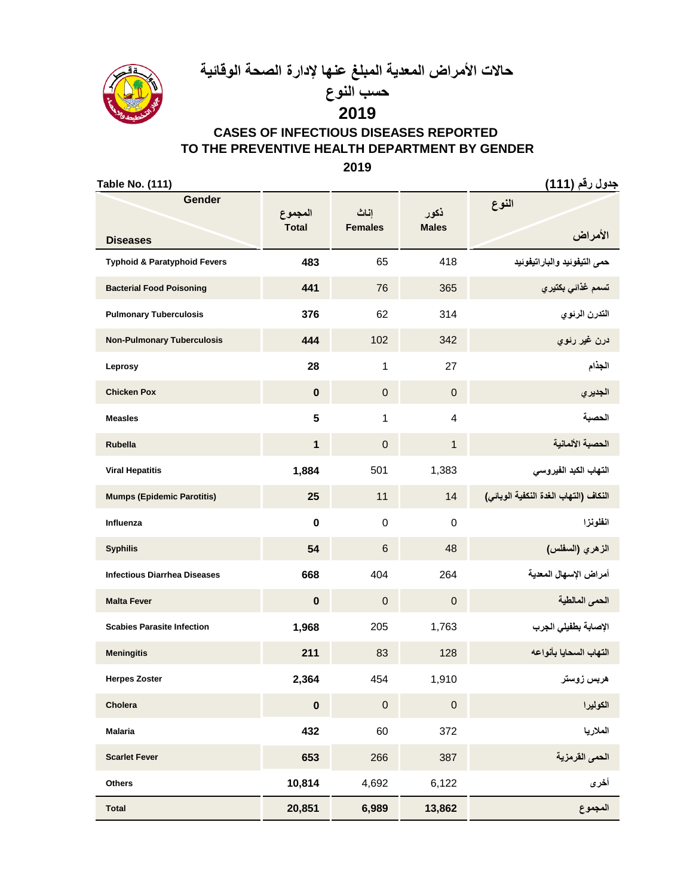# حالات الأمراض المعدية المبلغ عنها لإدارة الصحة الوقائية
## حسب النوع
## 2019

# CASES OF INFECTIOUS DISEASES REPORTED TO THE PREVENTIVE HEALTH DEPARTMENT BY GENDER
## 2019

Table No. (111) جدول رقم (111)

| Gender / Diseases | المجموع Total | إناث Females | ذكور Males | النوع / الأمراض |
|---|---|---|---|---|
| Typhoid & Paratyphoid Fevers | 483 | 65 | 418 | حمى التيفوئيد والباراتيفوئيد |
| Bacterial Food Poisoning | 441 | 76 | 365 | تسمم غذائي بكتيري |
| Pulmonary Tuberculosis | 376 | 62 | 314 | التدرن الرئوي |
| Non-Pulmonary Tuberculosis | 444 | 102 | 342 | درن غير رئوي |
| Leprosy | 28 | 1 | 27 | الجذام |
| Chicken Pox | 0 | 0 | 0 | الجديري |
| Measles | 5 | 1 | 4 | الحصبة |
| Rubella | 1 | 0 | 1 | الحصبة الألمانية |
| Viral Hepatitis | 1,884 | 501 | 1,383 | التهاب الكبد الفيروسي |
| Mumps (Epidemic Parotitis) | 25 | 11 | 14 | النكاف (التهاب الغدة النكفية الوبائي) |
| Influenza | 0 | 0 | 0 | انفلونزا |
| Syphilis | 54 | 6 | 48 | الزهري (السفلس) |
| Infectious Diarrhea Diseases | 668 | 404 | 264 | أمراض الإسهال المعدية |
| Malta Fever | 0 | 0 | 0 | الحمى المالطية |
| Scabies Parasite Infection | 1,968 | 205 | 1,763 | الإصابة بطفيلي الجرب |
| Meningitis | 211 | 83 | 128 | التهاب السحايا بأنواعه |
| Herpes Zoster | 2,364 | 454 | 1,910 | هربس زوستر |
| Cholera | 0 | 0 | 0 | الكوليرا |
| Malaria | 432 | 60 | 372 | الملاريا |
| Scarlet Fever | 653 | 266 | 387 | الحمى القرمزية |
| Others | 10,814 | 4,692 | 6,122 | أخرى |
| **Total** | **20,851** | **6,989** | **13,862** | **المجموع** |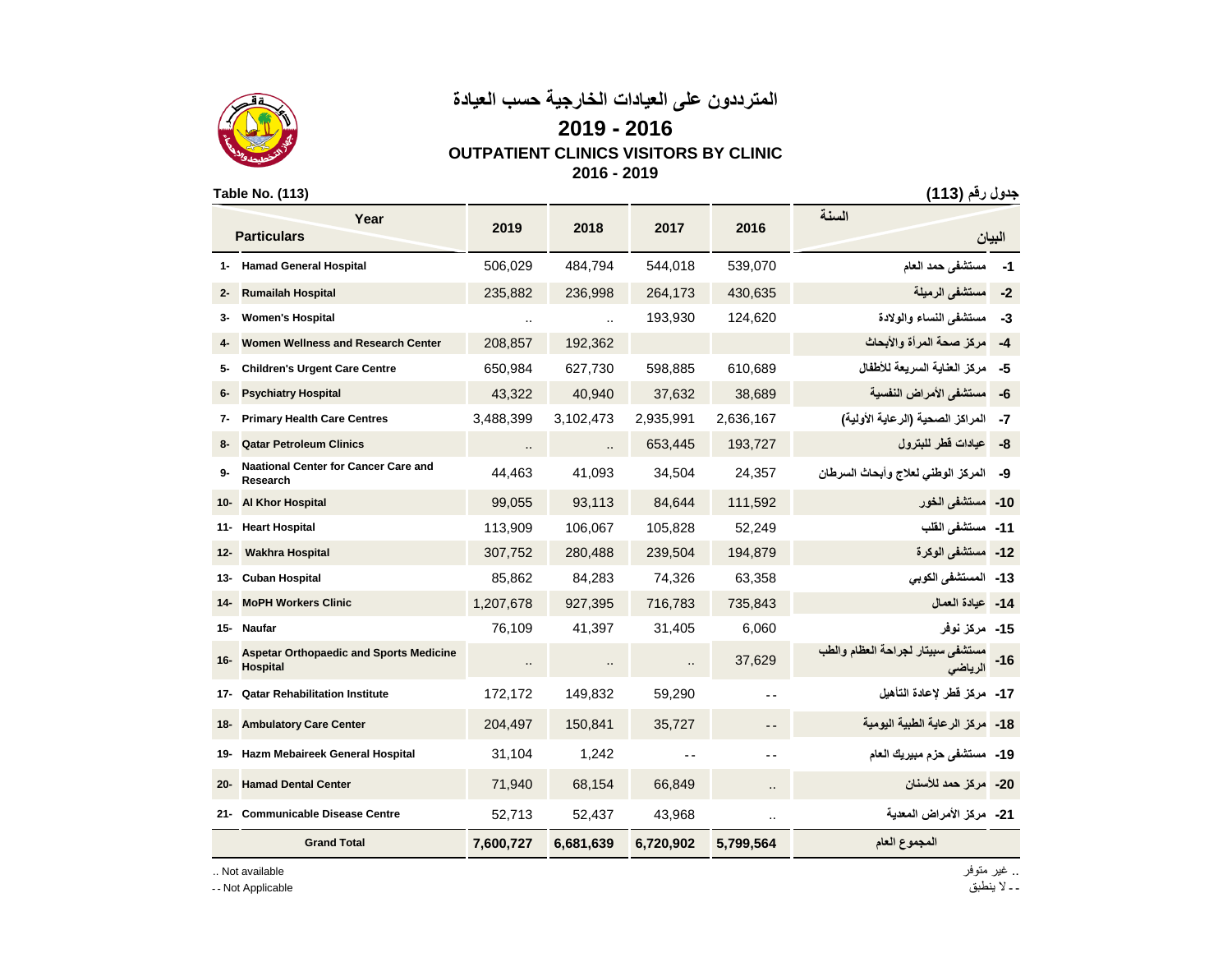# المترددون على العيادات الخارجية حسب العيادة

## 2019 - 2016

## OUTPATIENT CLINICS VISITORS BY CLINIC

## 2016 - 2019

**Table No. (113)** | **جدول رقم (113)**

| | Year / Particulars | 2019 | 2018 | 2017 | 2016 | السنة / البيان | |
|---|---|---|---|---|---|---|---|
| 1- | Hamad General Hospital | 506,029 | 484,794 | 544,018 | 539,070 | مستشفى حمد العام | -1 |
| 2- | Rumailah Hospital | 235,882 | 236,998 | 264,173 | 430,635 | مستشفى الرميلة | -2 |
| 3- | Women's Hospital | .. | .. | 193,930 | 124,620 | مستشفى النساء والولادة | -3 |
| 4- | Women Wellness and Research Center | 208,857 | 192,362 | | | مركز صحة المرأة والأبحاث | -4 |
| 5- | Children's Urgent Care Centre | 650,984 | 627,730 | 598,885 | 610,689 | مركز العناية السريعة للأطفال | -5 |
| 6- | Psychiatry Hospital | 43,322 | 40,940 | 37,632 | 38,689 | مستشفى الأمراض النفسية | -6 |
| 7- | Primary Health Care Centres | 3,488,399 | 3,102,473 | 2,935,991 | 2,636,167 | المراكز الصحية (الرعاية الأولية) | -7 |
| 8- | Qatar Petroleum Clinics | .. | .. | 653,445 | 193,727 | عيادات قطر للبترول | -8 |
| 9- | Naational Center for Cancer Care and Research | 44,463 | 41,093 | 34,504 | 24,357 | المركز الوطني لعلاج وأبحاث السرطان | -9 |
| 10- | Al Khor Hospital | 99,055 | 93,113 | 84,644 | 111,592 | مستشفى الخور | -10 |
| 11- | Heart Hospital | 113,909 | 106,067 | 105,828 | 52,249 | مستشفى القلب | -11 |
| 12- | Wakhra Hospital | 307,752 | 280,488 | 239,504 | 194,879 | مستشفى الوكرة | -12 |
| 13- | Cuban Hospital | 85,862 | 84,283 | 74,326 | 63,358 | المستشفى الكوبي | -13 |
| 14- | MoPH Workers Clinic | 1,207,678 | 927,395 | 716,783 | 735,843 | عيادة العمال | -14 |
| 15- | Naufar | 76,109 | 41,397 | 31,405 | 6,060 | مركز نوفر | -15 |
| 16- | Aspetar Orthopaedic and Sports Medicine Hospital | .. | .. | .. | 37,629 | مستشفى سبيتار لجراحة العظام والطب الرياضي | -16 |
| 17- | Qatar Rehabilitation Institute | 172,172 | 149,832 | 59,290 | -- | مركز قطر لإعادة التأهيل | -17 |
| 18- | Ambulatory Care Center | 204,497 | 150,841 | 35,727 | -- | مركز الرعاية الطبية اليومية | -18 |
| 19- | Hazm Mebaireek General Hospital | 31,104 | 1,242 | -- | -- | مستشفى حزم مبيريك العام | -19 |
| 20- | Hamad Dental Center | 71,940 | 68,154 | 66,849 | .. | مركز حمد للأسنان | -20 |
| 21- | Communicable Disease Centre | 52,713 | 52,437 | 43,968 | .. | مركز الأمراض المعدية | -21 |
| | **Grand Total** | **7,600,727** | **6,681,639** | **6,720,902** | **5,799,564** | **المجموع العام** | |

.. Not available — .. غير متوفر

-- Not Applicable — -- لا ينطبق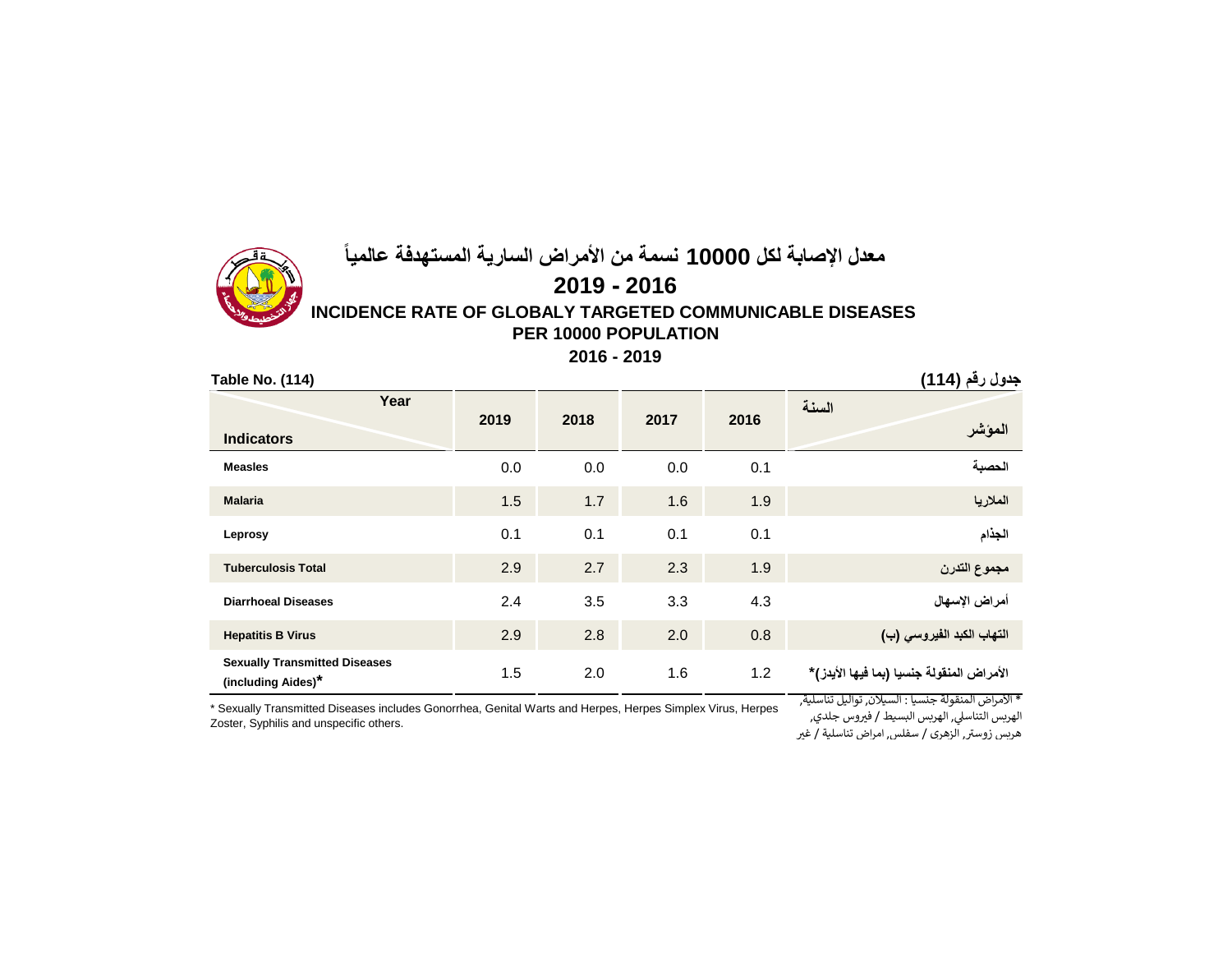# معدل الإصابة لكل 10000 نسمة من الأمراض السارية المستهدفة عالمياً

## 2019 - 2016

## INCIDENCE RATE OF GLOBALY TARGETED COMMUNICABLE DISEASES PER 10000 POPULATION

## 2016 - 2019

**Table No. (114)** **جدول رقم (114)**

| Year / Indicators | 2019 | 2018 | 2017 | 2016 | السنة / المؤشر |
|---|---|---|---|---|---|
| **Measles** | 0.0 | 0.0 | 0.0 | 0.1 | **الحصبة** |
| **Malaria** | 1.5 | 1.7 | 1.6 | 1.9 | **الملاريا** |
| **Leprosy** | 0.1 | 0.1 | 0.1 | 0.1 | **الجذام** |
| **Tuberculosis Total** | 2.9 | 2.7 | 2.3 | 1.9 | **مجموع التدرن** |
| **Diarrhoeal Diseases** | 2.4 | 3.5 | 3.3 | 4.3 | **أمراض الإسهال** |
| **Hepatitis B Virus** | 2.9 | 2.8 | 2.0 | 0.8 | **التهاب الكبد الفيروسي (ب)** |
| **Sexually Transmitted Diseases (including Aides)*** | 1.5 | 2.0 | 1.6 | 1.2 | **الأمراض المنقولة جنسيا (بما فيها الأيدز)*** |

* Sexually Transmitted Diseases includes Gonorrhea, Genital Warts and Herpes, Herpes Simplex Virus, Herpes Zoster, Syphilis and unspecific others.

* الأمراض المنقولة جنسيا : السيلان, ثواليل تناسلية, الهربس التناسلي, الهربس البسيط / فيروس جلدي, هربس زوستر, الزهري / سفلس, امراض تناسلية / غير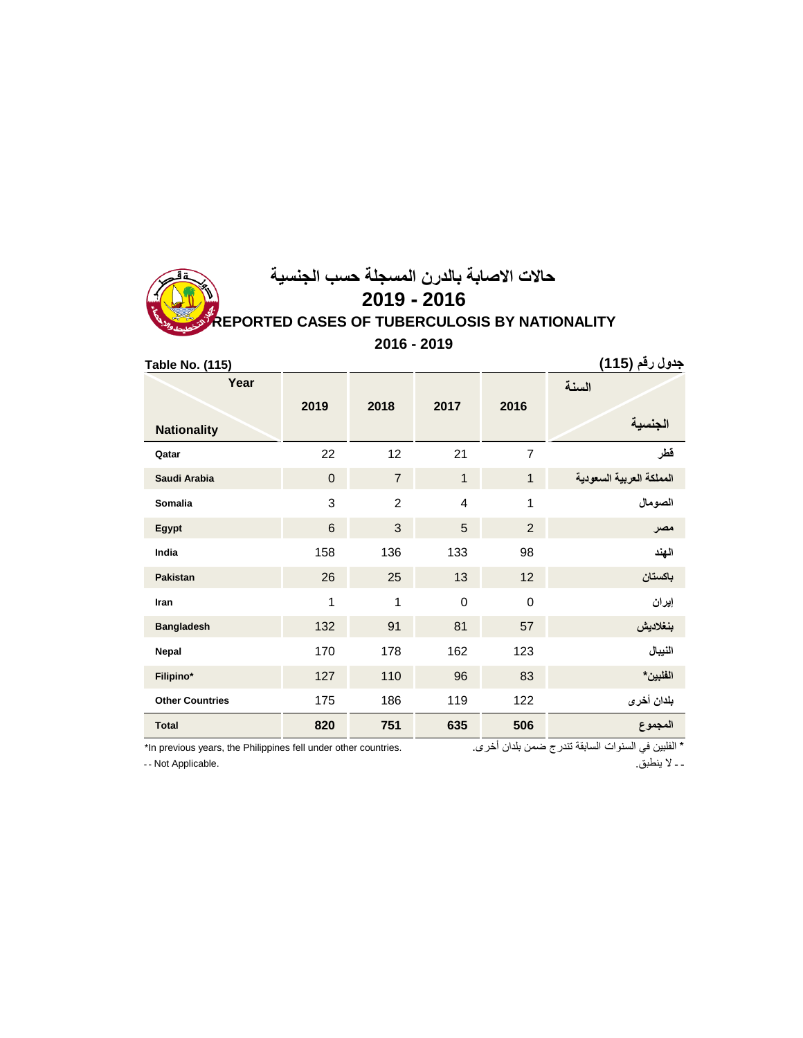# حالات الاصابة بالدرن المسجلة حسب الجنسية
# 2019 - 2016
# REPORTED CASES OF TUBERCULOSIS BY NATIONALITY
## 2016 - 2019

**Table No. (115)** | **جدول رقم (115)**

| Year / Nationality | 2019 | 2018 | 2017 | 2016 | السنة / الجنسية |
|---|---|---|---|---|---|
| Qatar | 22 | 12 | 21 | 7 | قطر |
| Saudi Arabia | 0 | 7 | 1 | 1 | المملكة العربية السعودية |
| Somalia | 3 | 2 | 4 | 1 | الصومال |
| Egypt | 6 | 3 | 5 | 2 | مصر |
| India | 158 | 136 | 133 | 98 | الهند |
| Pakistan | 26 | 25 | 13 | 12 | باكستان |
| Iran | 1 | 1 | 0 | 0 | إيران |
| Bangladesh | 132 | 91 | 81 | 57 | بنغلاديش |
| Nepal | 170 | 178 | 162 | 123 | النيبال |
| Filipino* | 127 | 110 | 96 | 83 | الفلبين* |
| Other Countries | 175 | 186 | 119 | 122 | بلدان أخرى |
| **Total** | **820** | **751** | **635** | **506** | **المجموع** |

*In previous years, the Philippines fell under other countries.

* الفلبين في السنوات السابقة تندرج ضمن بلدان أخرى.

-- Not Applicable.

-- لا ينطبق.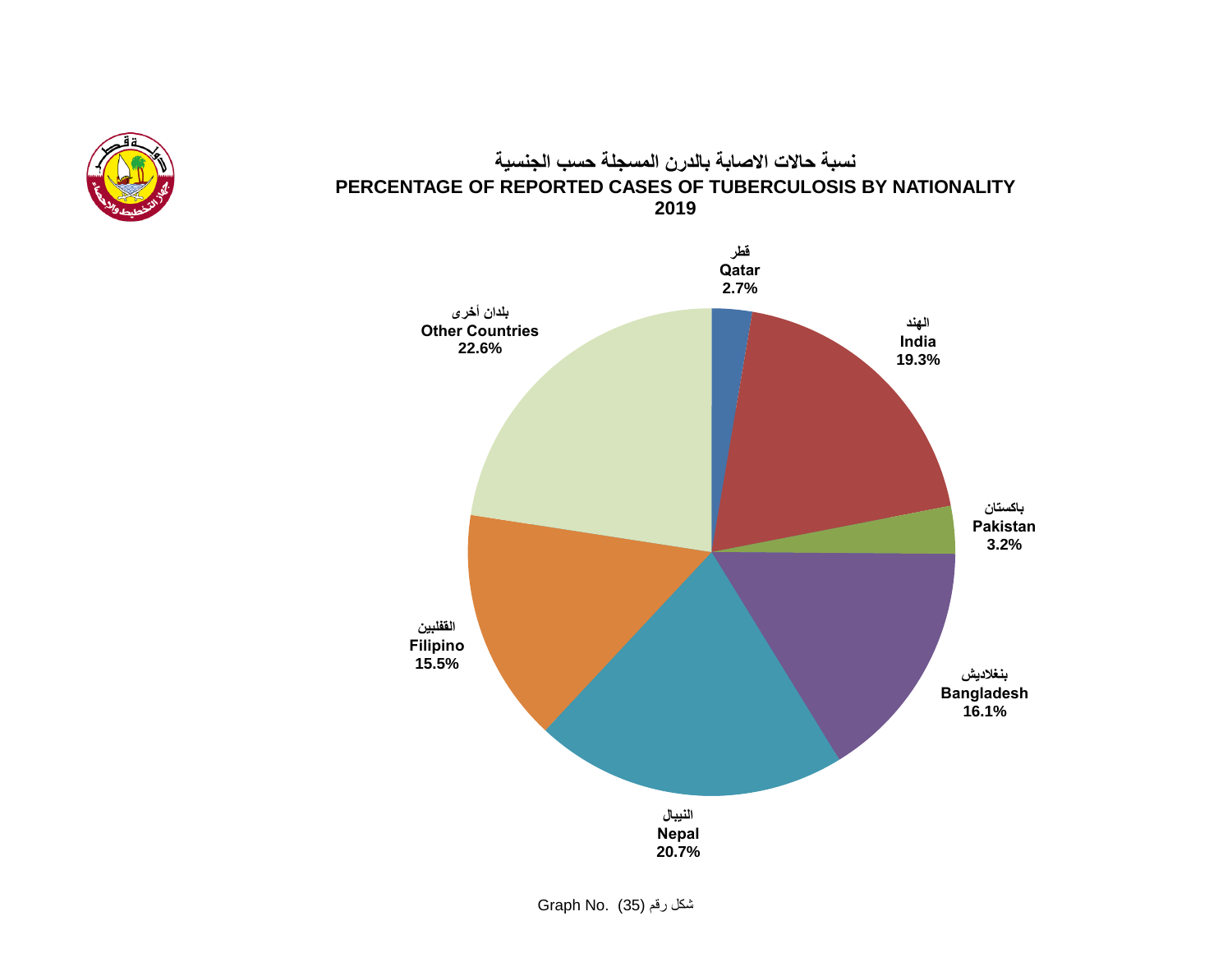## نسبة حالات الاصابة بالدرن المسجلة حسب الجنسية

## PERCENTAGE OF REPORTED CASES OF TUBERCULOSIS BY NATIONALITY

## 2019

| الجنسية | Nationality | % |
|---|---|---|
| قطر | Qatar | 2.7% |
| الهند | India | 19.3% |
| باكستان | Pakistan | 3.2% |
| بنغلاديش | Bangladesh | 16.1% |
| النيبال | Nepal | 20.7% |
| الفلبين | Filipino | 15.5% |
| بلدان أخرى | Other Countries | 22.6% |

Graph No. (35) شكل رقم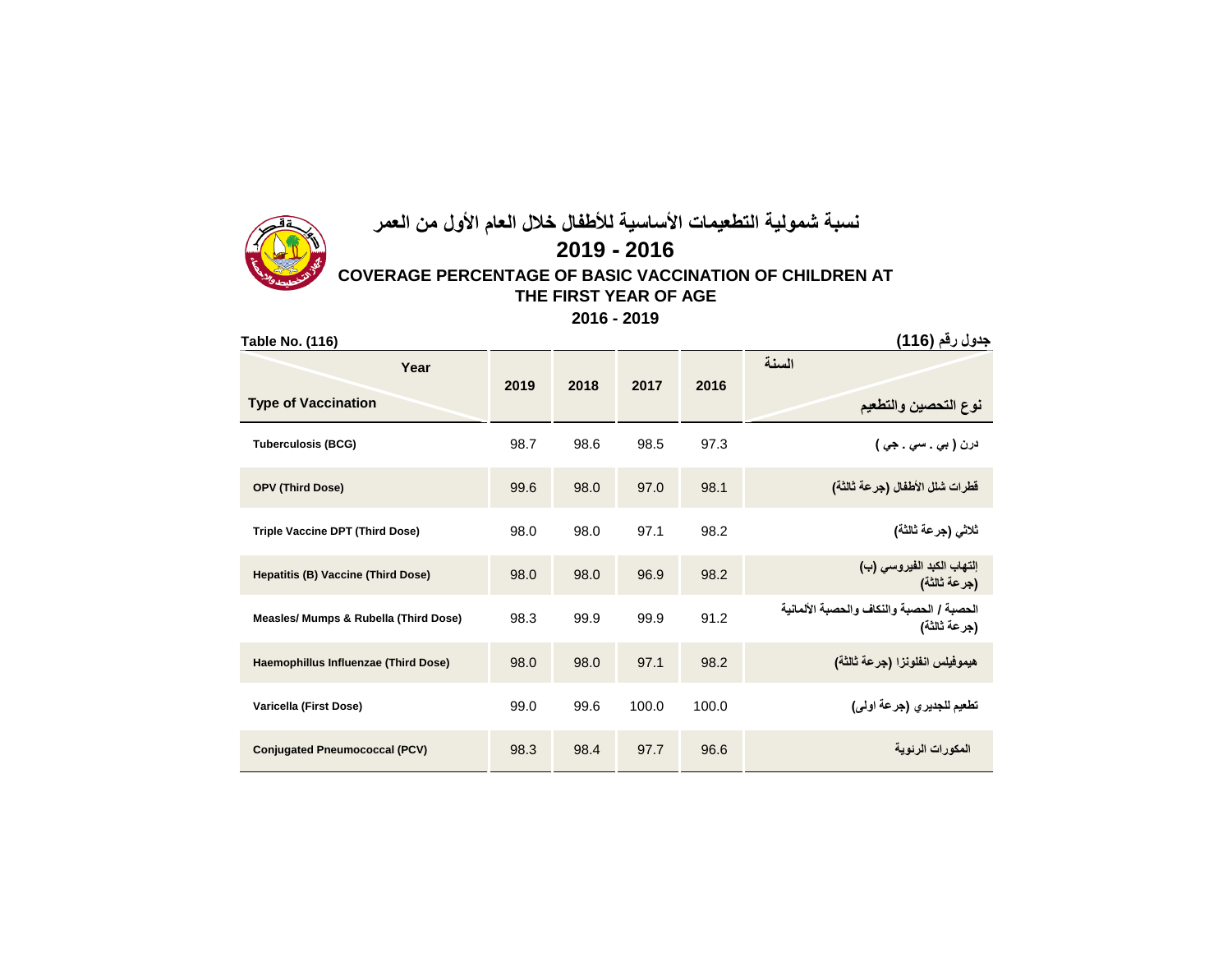# نسبة شمولية التطعيمات الأساسية للأطفال خلال العام الأول من العمر

## 2019 - 2016

## COVERAGE PERCENTAGE OF BASIC VACCINATION OF CHILDREN AT THE FIRST YEAR OF AGE

## 2016 - 2019

**Table No. (116)** — **جدول رقم (116)**

| Year / Type of Vaccination | 2019 | 2018 | 2017 | 2016 | السنة / نوع التحصين والتطعيم |
|---|---|---|---|---|---|
| Tuberculosis (BCG) | 98.7 | 98.6 | 98.5 | 97.3 | درن ( بي . سي . جي ) |
| OPV (Third Dose) | 99.6 | 98.0 | 97.0 | 98.1 | قطرات شلل الأطفال (جرعة ثالثة) |
| Triple Vaccine DPT (Third Dose) | 98.0 | 98.0 | 97.1 | 98.2 | ثلاثي (جرعة ثالثة) |
| Hepatitis (B) Vaccine (Third Dose) | 98.0 | 98.0 | 96.9 | 98.2 | إلتهاب الكبد الفيروسي (ب) (جرعة ثالثة) |
| Measles/ Mumps & Rubella (Third Dose) | 98.3 | 99.9 | 99.9 | 91.2 | الحصبة / الحصبة والنكاف والحصبة الألمانية (جرعة ثالثة) |
| Haemophillus Influenzae (Third Dose) | 98.0 | 98.0 | 97.1 | 98.2 | هيموفيلس انفلونزا (جرعة ثالثة) |
| Varicella (First Dose) | 99.0 | 99.6 | 100.0 | 100.0 | تطعيم للجديري (جرعة اولى) |
| Conjugated Pneumococcal (PCV) | 98.3 | 98.4 | 97.7 | 96.6 | المكورات الرئوية |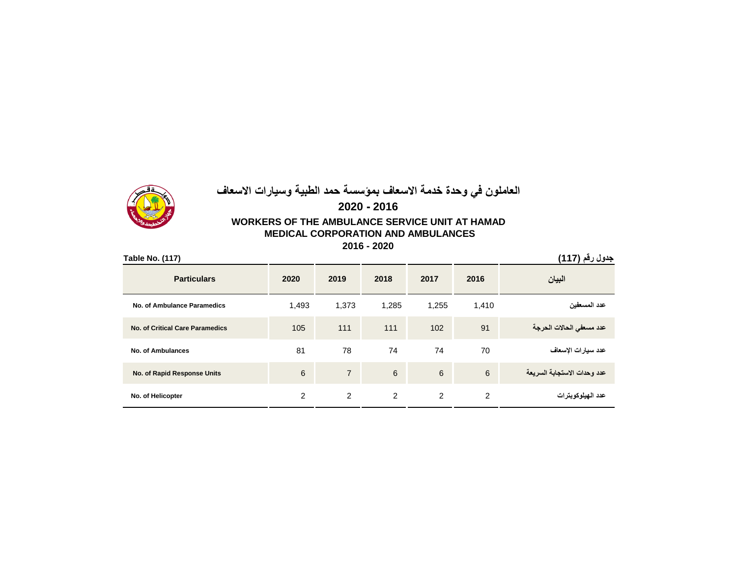# العاملون في وحدة خدمة الاسعاف بمؤسسة حمد الطبية وسيارات الاسعاف

## 2020 - 2016

## WORKERS OF THE AMBULANCE SERVICE UNIT AT HAMAD MEDICAL CORPORATION AND AMBULANCES

## 2016 - 2020

**Table No. (117)** | **جدول رقم (117)**

| Particulars | 2020 | 2019 | 2018 | 2017 | 2016 | البيان |
|---|---|---|---|---|---|---|
| No. of Ambulance Paramedics | 1,493 | 1,373 | 1,285 | 1,255 | 1,410 | عدد المسعفين |
| No. of Critical Care Paramedics | 105 | 111 | 111 | 102 | 91 | عدد مسعفي الحالات الحرجة |
| No. of Ambulances | 81 | 78 | 74 | 74 | 70 | عدد سيارات الإسعاف |
| No. of Rapid Response Units | 6 | 7 | 6 | 6 | 6 | عدد وحدات الاستجابة السريعة |
| No. of Helicopter | 2 | 2 | 2 | 2 | 2 | عدد الهيلوكوبترات |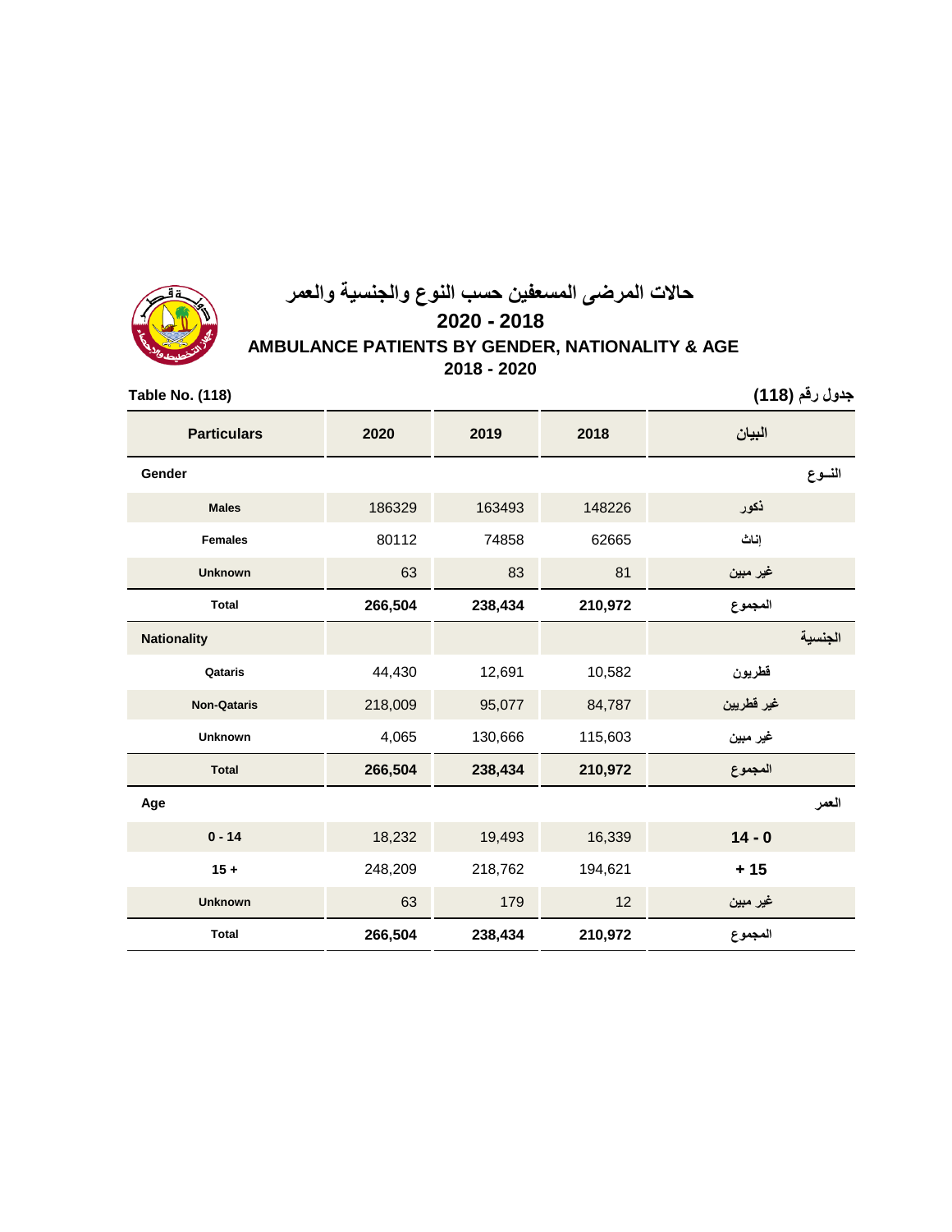# حالات المرضى المسعفين حسب النوع والجنسية والعمر

## 2020 - 2018

## AMBULANCE PATIENTS BY GENDER, NATIONALITY & AGE

## 2018 - 2020

**Table No. (118)** **جدول رقم (118)**

| Particulars | 2020 | 2019 | 2018 | البيان |
|---|---|---|---|---|
| **Gender** | | | | **النــوع** |
| Males | 186329 | 163493 | 148226 | ذكور |
| Females | 80112 | 74858 | 62665 | إناث |
| Unknown | 63 | 83 | 81 | غير مبين |
| **Total** | **266,504** | **238,434** | **210,972** | **المجموع** |
| **Nationality** | | | | **الجنسية** |
| Qataris | 44,430 | 12,691 | 10,582 | قطريون |
| Non-Qataris | 218,009 | 95,077 | 84,787 | غير قطريين |
| Unknown | 4,065 | 130,666 | 115,603 | غير مبين |
| **Total** | **266,504** | **238,434** | **210,972** | **المجموع** |
| **Age** | | | | **العمر** |
| 0 - 14 | 18,232 | 19,493 | 16,339 | 14 - 0 |
| 15 + | 248,209 | 218,762 | 194,621 | + 15 |
| Unknown | 63 | 179 | 12 | غير مبين |
| **Total** | **266,504** | **238,434** | **210,972** | **المجموع** |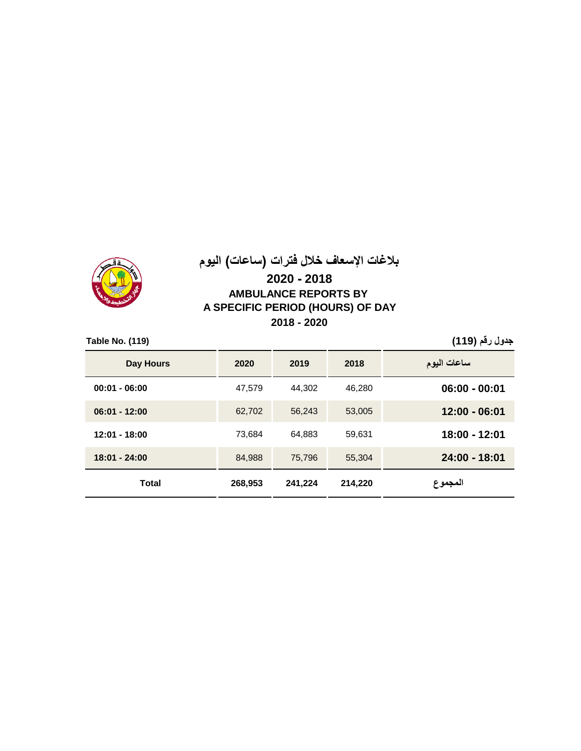# بلاغات الإسعاف خلال فترات (ساعات) اليوم

## 2020 - 2018

## AMBULANCE REPORTS BY A SPECIFIC PERIOD (HOURS) OF DAY

## 2018 - 2020

**Table No. (119)** — **جدول رقم (119)**

| Day Hours | 2020 | 2019 | 2018 | ساعات اليوم |
|---|---|---|---|---|
| 00:01 - 06:00 | 47,579 | 44,302 | 46,280 | 06:00 - 00:01 |
| 06:01 - 12:00 | 62,702 | 56,243 | 53,005 | 12:00 - 06:01 |
| 12:01 - 18:00 | 73,684 | 64,883 | 59,631 | 18:00 - 12:01 |
| 18:01 - 24:00 | 84,988 | 75,796 | 55,304 | 24:00 - 18:01 |
| **Total** | **268,953** | **241,224** | **214,220** | **المجموع** |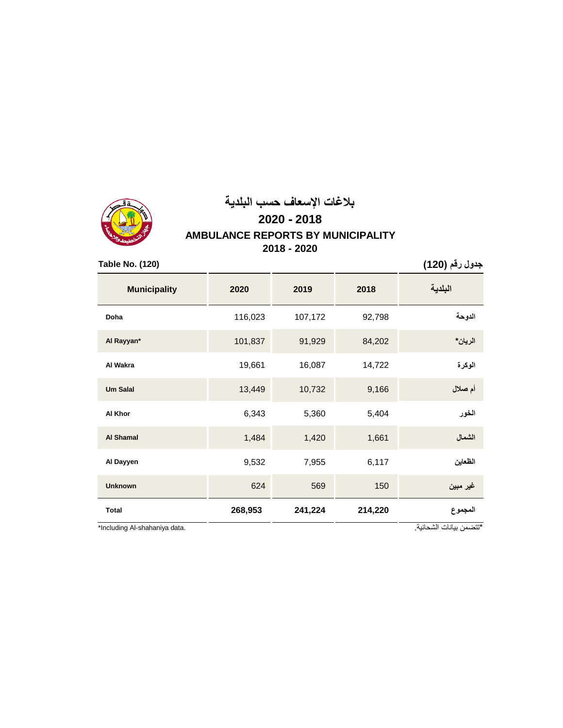# بلاغات الإسعاف حسب البلدية

## 2020 - 2018

# AMBULANCE REPORTS BY MUNICIPALITY

## 2018 - 2020

**Table No. (120)** **جدول رقم (120)**

| Municipality | 2020 | 2019 | 2018 | البلدية |
|---|---|---|---|---|
| Doha | 116,023 | 107,172 | 92,798 | الدوحة |
| Al Rayyan* | 101,837 | 91,929 | 84,202 | الريان* |
| Al Wakra | 19,661 | 16,087 | 14,722 | الوكرة |
| Um Salal | 13,449 | 10,732 | 9,166 | أم صلال |
| Al Khor | 6,343 | 5,360 | 5,404 | الخور |
| Al Shamal | 1,484 | 1,420 | 1,661 | الشمال |
| Al Dayyen | 9,532 | 7,955 | 6,117 | الظعاين |
| Unknown | 624 | 569 | 150 | غير مبين |
| **Total** | **268,953** | **241,224** | **214,220** | **المجموع** |

*Including Al-shahaniya data.

*تتضمن بيانات الشحانية.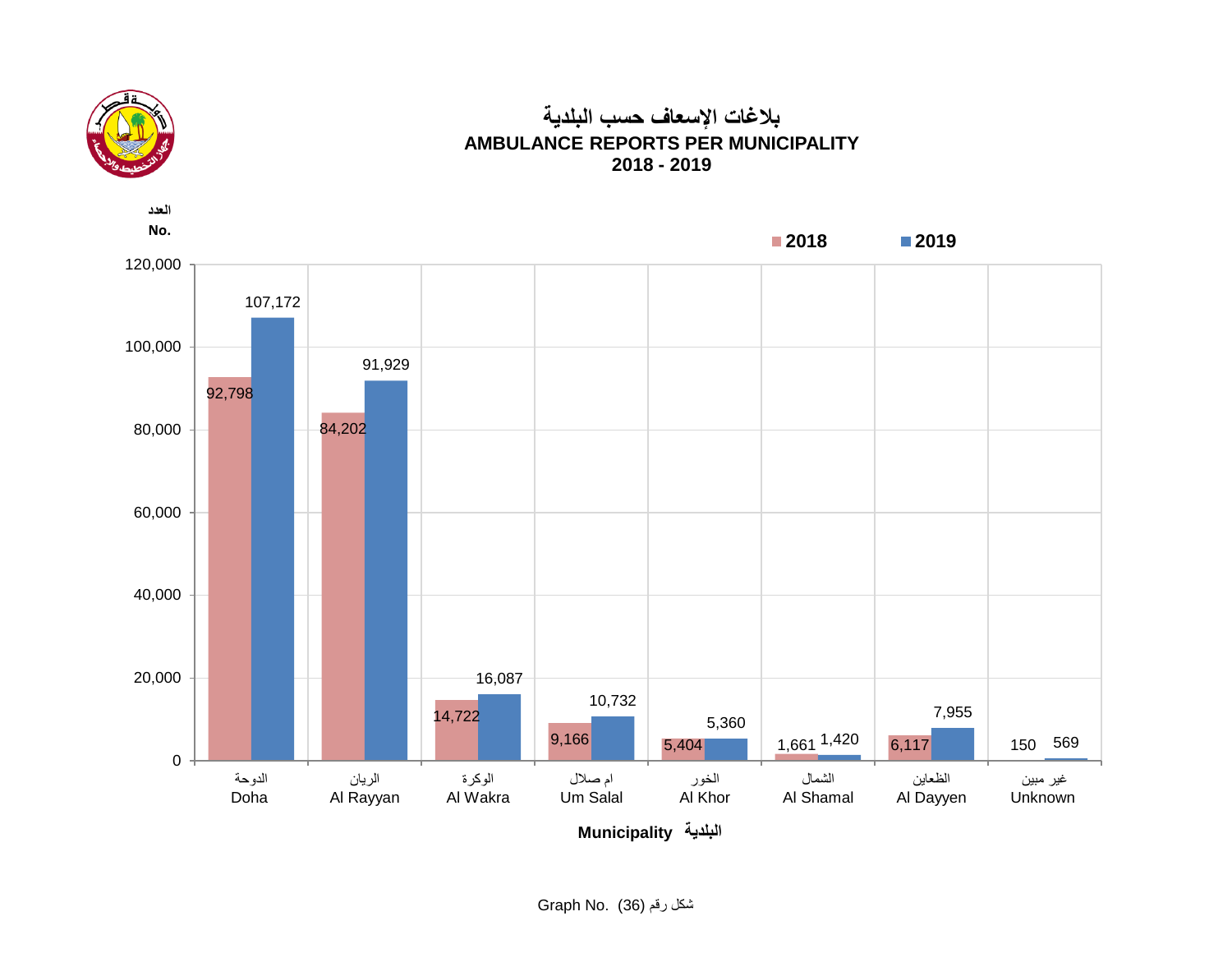# بلاغات الإسعاف حسب البلدية
# AMBULANCE REPORTS PER MUNICIPALITY
## 2018 - 2019

العدد
No.

| البلدية Municipality | 2018 | 2019 |
|---|---|---|
| الدوحة Doha | 92,798 | 107,172 |
| الريان Al Rayyan | 84,202 | 91,929 |
| الوكرة Al Wakra | 14,722 | 16,087 |
| ام صلال Um Salal | 9,166 | 10,732 |
| الخور Al Khor | 5,404 | 5,360 |
| الشمال Al Shamal | 1,661 | 1,420 |
| الظعاين Al Dayyen | 6,117 | 7,955 |
| غير مبين Unknown | 150 | 569 |

Graph No. (36) شكل رقم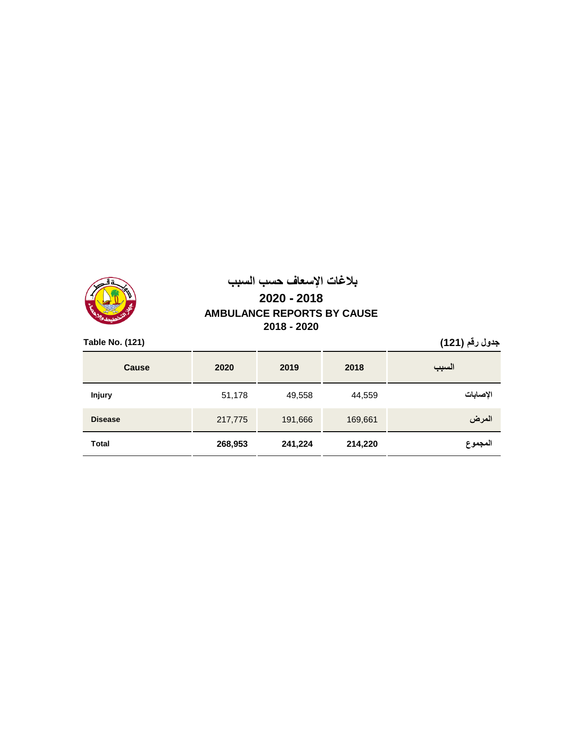# بلاغات الإسعاف حسب السبب

## 2020 - 2018

## AMBULANCE REPORTS BY CAUSE

## 2018 - 2020

**Table No. (121)** **جدول رقم (121)**

| Cause | 2020 | 2019 | 2018 | السبب |
|---|---|---|---|---|
| **Injury** | 51,178 | 49,558 | 44,559 | **الإصابات** |
| **Disease** | 217,775 | 191,666 | 169,661 | **المرض** |
| **Total** | **268,953** | **241,224** | **214,220** | **المجموع** |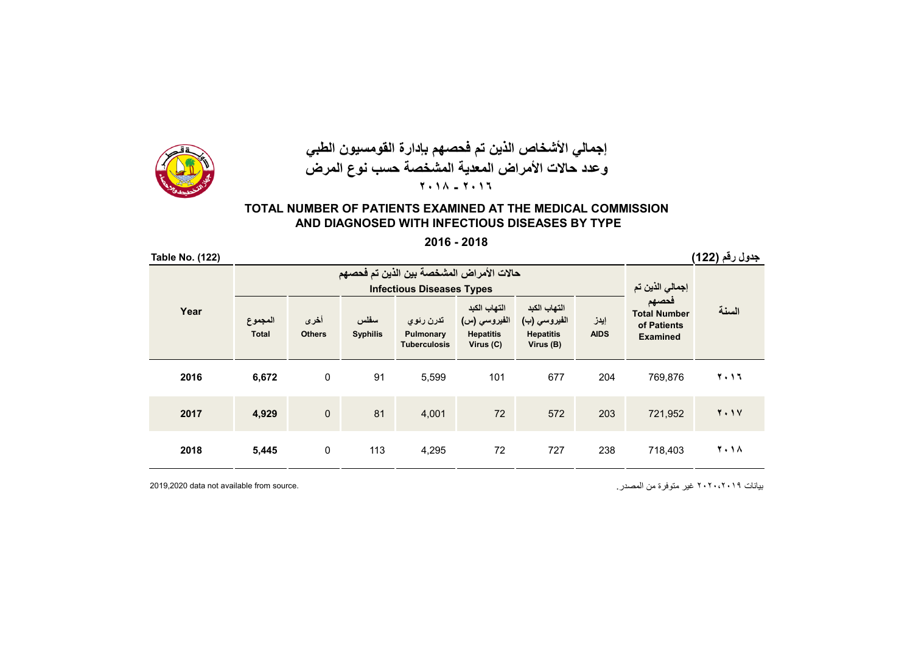# إجمالي الأشخاص الذين تم فحصهم بإدارة القومسيون الطبي وعدد حالات الأمراض المعدية المشخصة حسب نوع المرض

## ٢٠١٨ - ٢٠١٦

# TOTAL NUMBER OF PATIENTS EXAMINED AT THE MEDICAL COMMISSION AND DIAGNOSED WITH INFECTIOUS DISEASES BY TYPE

## 2016 - 2018

Table No. (122) | جدول رقم (122)

| Year | حالات الأمراض المشخصة بين الذين تم فحصهم Infectious Diseases Types | | | | | | | إجمالي الذين تم فحصهم Total Number of Patients Examined | السنة |
|---|---|---|---|---|---|---|---|---|---|
| | المجموع Total | أخرى Others | سفلس Syphilis | تدرن رئوي Pulmonary Tuberculosis | التهاب الكبد الفيروسي (س) Hepatitis Virus (C) | التهاب الكبد الفيروسي (ب) Hepatitis Virus (B) | إيدز AIDS | | |
| 2016 | **6,672** | 0 | 91 | 5,599 | 101 | 677 | 204 | 769,876 | ٢٠١٦ |
| 2017 | **4,929** | 0 | 81 | 4,001 | 72 | 572 | 203 | 721,952 | ٢٠١٧ |
| 2018 | **5,445** | 0 | 113 | 4,295 | 72 | 727 | 238 | 718,403 | ٢٠١٨ |

2019,2020 data not available from source.

بيانات ٢٠٢٠،٢٠١٩ غير متوفرة من المصدر.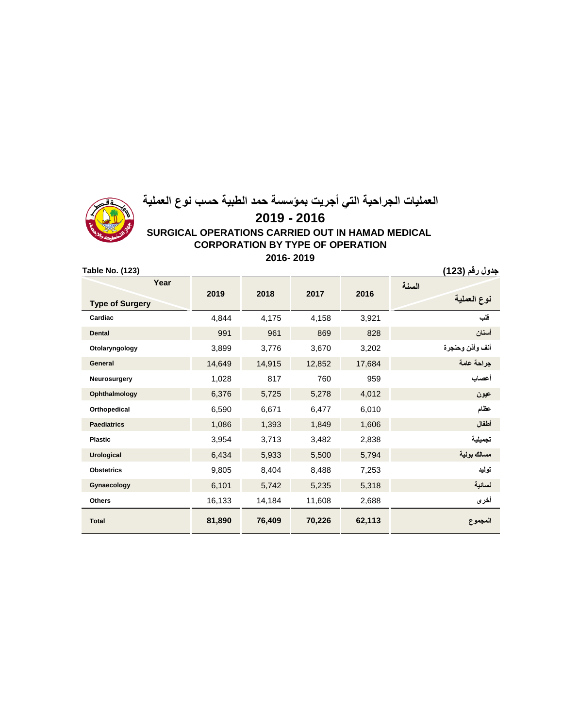# العمليات الجراحية التي أجريت بمؤسسة حمد الطبية حسب نوع العملية

## 2019 - 2016

## SURGICAL OPERATIONS CARRIED OUT IN HAMAD MEDICAL CORPORATION BY TYPE OF OPERATION

## 2016- 2019

**Table No. (123)** | **جدول رقم (123)**

| Year / Type of Surgery | 2019 | 2018 | 2017 | 2016 | السنة / نوع العملية |
|---|---|---|---|---|---|
| Cardiac | 4,844 | 4,175 | 4,158 | 3,921 | قلب |
| Dental | 991 | 961 | 869 | 828 | أسنان |
| Otolaryngology | 3,899 | 3,776 | 3,670 | 3,202 | أنف وأذن وحنجرة |
| General | 14,649 | 14,915 | 12,852 | 17,684 | جراحة عامة |
| Neurosurgery | 1,028 | 817 | 760 | 959 | أعصاب |
| Ophthalmology | 6,376 | 5,725 | 5,278 | 4,012 | عيون |
| Orthopedical | 6,590 | 6,671 | 6,477 | 6,010 | عظام |
| Paediatrics | 1,086 | 1,393 | 1,849 | 1,606 | أطفال |
| Plastic | 3,954 | 3,713 | 3,482 | 2,838 | تجميلية |
| Urological | 6,434 | 5,933 | 5,500 | 5,794 | مسالك بولية |
| Obstetrics | 9,805 | 8,404 | 8,488 | 7,253 | توليد |
| Gynaecology | 6,101 | 5,742 | 5,235 | 5,318 | نسائية |
| Others | 16,133 | 14,184 | 11,608 | 2,688 | أخرى |
| **Total** | **81,890** | **76,409** | **70,226** | **62,113** | **المجموع** |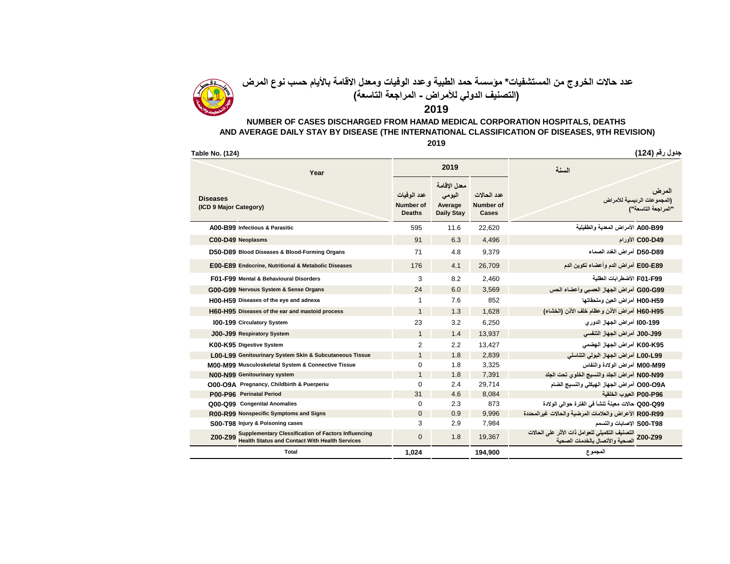# عدد حالات الخروج من المستشفيات* مؤسسة حمد الطبية وعدد الوفيات ومعدل الاقامة بالأيام حسب نوع المرض
## (التصنيف الدولي للأمراض - المراجعة التاسعة)
## 2019

## NUMBER OF CASES DISCHARGED FROM HAMAD MEDICAL CORPORATION HOSPITALS, DEATHS AND AVERAGE DAILY STAY BY DISEASE (THE INTERNATIONAL CLASSIFICATION OF DISEASES, 9TH REVISION)
## 2019

Table No. (124) | جدول رقم (124)

| Year / Diseases (ICD 9 Major Category) | | عدد الوفيات Number of Deaths | معدل الإقامة اليومي Average Daily Stay | عدد الحالات Number of Cases | السنة / المرض (المجموعات الرئيسية للأمراض "المراجعة التاسعة") | |
|---|---|---|---|---|---|---|
| | | 2019 | | | | |
| A00-B99 | Infectious & Parasitic | 595 | 11.6 | 22,620 | الأمراض المعدية والطفيلية | A00-B99 |
| C00-D49 | Neoplasms | 91 | 6.3 | 4,496 | الأورام | C00-D49 |
| D50-D89 | Blood Diseases & Blood-Forming Organs | 71 | 4.8 | 9,379 | أمراض الغدد الصماء | D50-D89 |
| E00-E89 | Endocrine, Nutritional & Metabolic Diseases | 176 | 4.1 | 26,709 | أمراض الدم وأعضاء تكوين الدم | E00-E89 |
| F01-F99 | Mental & Behavioural Disorders | 3 | 8.2 | 2,460 | الأضطرابات العقلية | F01-F99 |
| G00-G99 | Nervous System & Sense Organs | 24 | 6.0 | 3,569 | أمراض الجهاز العصبي وأعضاء الحس | G00-G99 |
| H00-H59 | Diseases of the eye and adnexa | 1 | 7.6 | 852 | أمراض العين وملحقاتها | H00-H59 |
| H60-H95 | Diseases of the ear and mastoid process | 1 | 1.3 | 1,628 | أمراض الأذن وعظام خلف الأذن (الخشاء) | H60-H95 |
| I00-I99 | Circulatory System | 23 | 3.2 | 6,250 | أمراض الجهاز الدوري | I00-I99 |
| J00-J99 | Respiratory System | 1 | 1.4 | 13,937 | أمراض الجهاز التنفسي | J00-J99 |
| K00-K95 | Digestive System | 2 | 2.2 | 13,427 | أمراض الجهاز الهضمي | K00-K95 |
| L00-L99 | Genitourinary System Skin & Subcutaneous Tissue | 1 | 1.8 | 2,839 | أمراض الجهاز البولي التناسلي | L00-L99 |
| M00-M99 | Musculoskeletal System & Connective Tissue | 0 | 1.8 | 3,325 | أمراض الولادة والنفاس | M00-M99 |
| N00-N99 | Genitourinary system | 1 | 1.8 | 7,391 | أمراض الجلد والنسيج الخلوي تحت الجلد | N00-N99 |
| O00-O9A | Pregnancy, Childbirth & Puerperiu | 0 | 2.4 | 29,714 | أمراض الجهاز الهيكلي والنسيج الضام | O00-O9A |
| P00-P96 | Perinatal Period | 31 | 4.6 | 8,084 | العيوب الخلقية | P00-P96 |
| Q00-Q99 | Congenital Anomalies | 0 | 2.3 | 873 | حالات معينة تنشأ في الفترة حوالي الولادة | Q00-Q99 |
| R00-R99 | Nonspecific Symptoms and Signs | 0 | 0.9 | 9,996 | الأعراض والعلامات المرضية والحالات غيرالمحددة | R00-R99 |
| S00-T98 | Injury & Poisoning cases | 3 | 2.9 | 7,984 | الإصابات والتسمم | S00-T98 |
| Z00-Z99 | Supplementary Classification of Factors Influencing Health Status and Contact With Health Services | 0 | 1.8 | 19,367 | التصنيف التكميلي للعوامل ذات الأثر على الحالات الصحية والأتصال بالخدمات الصحية | Z00-Z99 |
| Total | | 1,024 | | 194,900 | المجموع | |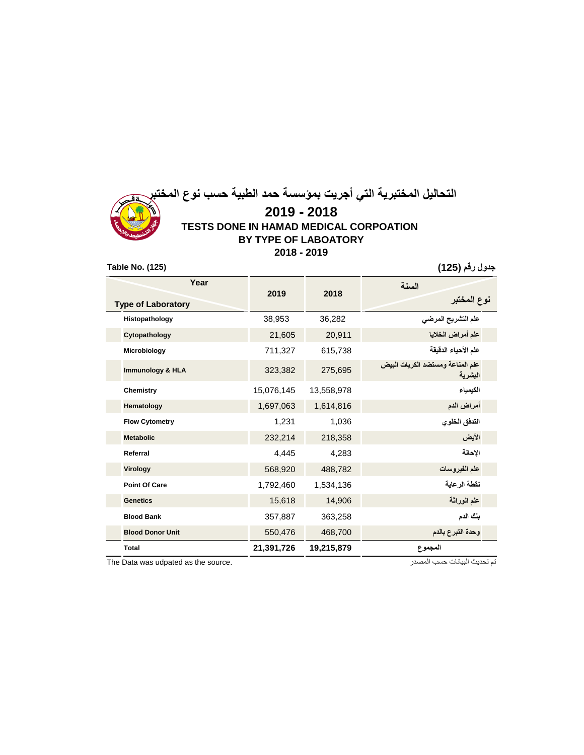# التحاليل المختبرية التي أجريت بمؤسسة حمد الطبية حسب نوع المختبر

## 2019 - 2018

## TESTS DONE IN HAMAD MEDICAL CORPOATION BY TYPE OF LABOATORY 2018 - 2019

**Table No. (125)** **جدول رقم (125)**

| Year / Type of Laboratory | 2019 | 2018 | السنة / نوع المختبر |
|---|---|---|---|
| Histopathology | 38,953 | 36,282 | علم التشريح المرضي |
| Cytopathology | 21,605 | 20,911 | علم أمراض الخلايا |
| Microbiology | 711,327 | 615,738 | علم الأحياء الدقيقة |
| Immunology & HLA | 323,382 | 275,695 | علم المناعة ومستضد الكريات البيض البشرية |
| Chemistry | 15,076,145 | 13,558,978 | الكيمياء |
| Hematology | 1,697,063 | 1,614,816 | أمراض الدم |
| Flow Cytometry | 1,231 | 1,036 | التدفق الخلوي |
| Metabolic | 232,214 | 218,358 | الأيض |
| Referral | 4,445 | 4,283 | الإحالة |
| Virology | 568,920 | 488,782 | علم الفيروسات |
| Point Of Care | 1,792,460 | 1,534,136 | نقطة الرعاية |
| Genetics | 15,618 | 14,906 | علم الوراثة |
| Blood Bank | 357,887 | 363,258 | بنك الدم |
| Blood Donor Unit | 550,476 | 468,700 | وحدة التبرع بالدم |
| **Total** | **21,391,726** | **19,215,879** | **المجموع** |

The Data was udpated as the source. تم تحديث البيانات حسب المصدر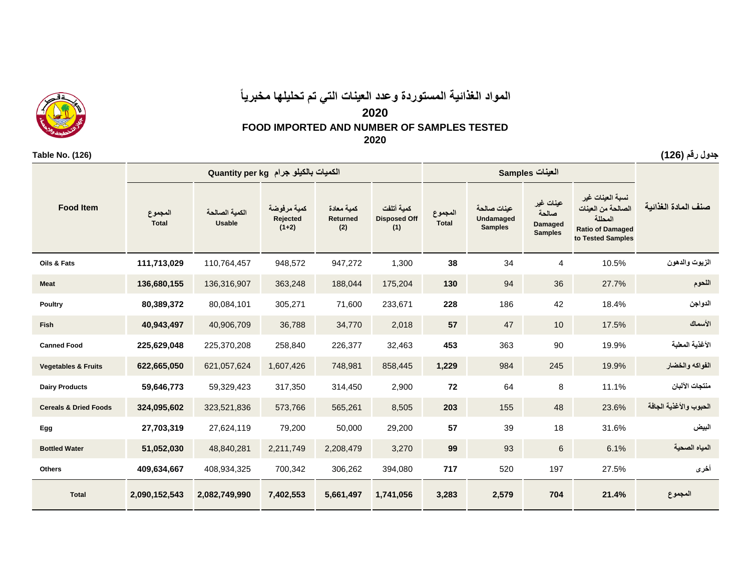# المواد الغذائية المستوردة وعدد العينات التي تم تحليلها مخبرياً

## 2020

## FOOD IMPORTED AND NUMBER OF SAMPLES TESTED

## 2020

**Table No. (126)** | **جدول رقم (126)**

| Food Item | الكميات بالكيلو جرام Quantity per kg | | | | | العينات Samples | | | | صنف المادة الغذائية |
|---|---|---|---|---|---|---|---|---|---|---|
| | المجموع Total | الكمية الصالحة Usable | كمية مرفوضة Rejected (1+2) | كمية معادة Returned (2) | كمية أتلفت Disposed Off (1) | المجموع Total | عينات صالحة Undamaged Samples | عينات غير صالحة Damaged Samples | نسبة العينات غير الصالحة من العينات المحللة Ratio of Damaged to Tested Samples | |
| **Oils & Fats** | **111,713,029** | 110,764,457 | 948,572 | 947,272 | 1,300 | **38** | 34 | 4 | 10.5% | الزيوت والدهون |
| **Meat** | **136,680,155** | 136,316,907 | 363,248 | 188,044 | 175,204 | **130** | 94 | 36 | 27.7% | اللحوم |
| **Poultry** | **80,389,372** | 80,084,101 | 305,271 | 71,600 | 233,671 | **228** | 186 | 42 | 18.4% | الدواجن |
| **Fish** | **40,943,497** | 40,906,709 | 36,788 | 34,770 | 2,018 | **57** | 47 | 10 | 17.5% | الأسماك |
| **Canned Food** | **225,629,048** | 225,370,208 | 258,840 | 226,377 | 32,463 | **453** | 363 | 90 | 19.9% | الأغذية المعلبة |
| **Vegetables & Fruits** | **622,665,050** | 621,057,624 | 1,607,426 | 748,981 | 858,445 | **1,229** | 984 | 245 | 19.9% | الفواكه والخضار |
| **Dairy Products** | **59,646,773** | 59,329,423 | 317,350 | 314,450 | 2,900 | **72** | 64 | 8 | 11.1% | منتجات الألبان |
| **Cereals & Dried Foods** | **324,095,602** | 323,521,836 | 573,766 | 565,261 | 8,505 | **203** | 155 | 48 | 23.6% | الحبوب والأغذية الجافة |
| **Egg** | **27,703,319** | 27,624,119 | 79,200 | 50,000 | 29,200 | **57** | 39 | 18 | 31.6% | البيض |
| **Bottled Water** | **51,052,030** | 48,840,281 | 2,211,749 | 2,208,479 | 3,270 | **99** | 93 | 6 | 6.1% | المياه الصحية |
| **Others** | **409,634,667** | 408,934,325 | 700,342 | 306,262 | 394,080 | **717** | 520 | 197 | 27.5% | أخرى |
| **Total** | **2,090,152,543** | **2,082,749,990** | **7,402,553** | **5,661,497** | **1,741,056** | **3,283** | **2,579** | **704** | **21.4%** | **المجموع** |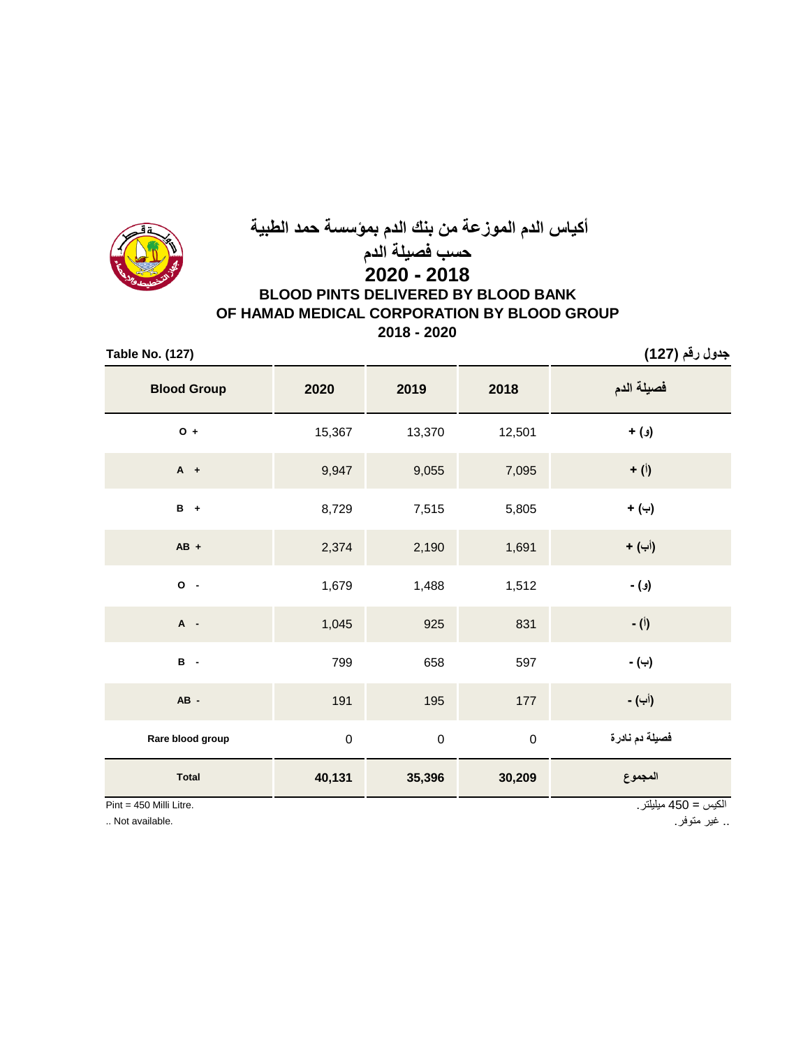# أكياس الدم الموزعة من بنك الدم بمؤسسة حمد الطبية
## حسب فصيلة الدم
## 2020 - 2018

# BLOOD PINTS DELIVERED BY BLOOD BANK OF HAMAD MEDICAL CORPORATION BY BLOOD GROUP
## 2018 - 2020

**Table No. (127)** — **جدول رقم (127)**

| Blood Group | 2020 | 2019 | 2018 | فصيلة الدم |
|---|---|---|---|---|
| O + | 15,367 | 13,370 | 12,501 | (و) + |
| A + | 9,947 | 9,055 | 7,095 | (أ) + |
| B + | 8,729 | 7,515 | 5,805 | (ب) + |
| AB + | 2,374 | 2,190 | 1,691 | (أب) + |
| O - | 1,679 | 1,488 | 1,512 | (و) - |
| A - | 1,045 | 925 | 831 | (أ) - |
| B - | 799 | 658 | 597 | (ب) - |
| AB - | 191 | 195 | 177 | (أب) - |
| Rare blood group | 0 | 0 | 0 | فصيلة دم نادرة |
| **Total** | **40,131** | **35,396** | **30,209** | **المجموع** |

Pint = 450 Milli Litre. — الكيس = 450 ميليلتر.

.. Not available. — .. غير متوفر.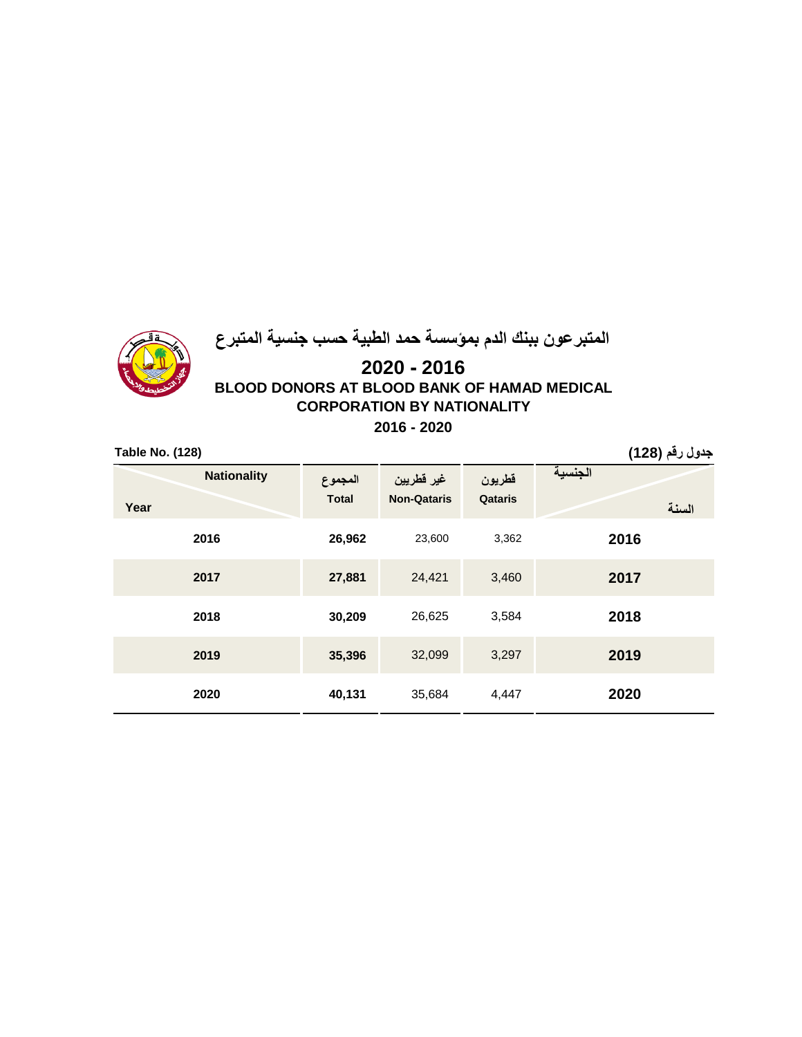# المتبرعون ببنك الدم بمؤسسة حمد الطبية حسب جنسية المتبرع

## 2020 - 2016

## BLOOD DONORS AT BLOOD BANK OF HAMAD MEDICAL CORPORATION BY NATIONALITY

## 2016 - 2020

Table No. (128)

جدول رقم (128)

| Nationality / Year | المجموع Total | غير قطريين Non-Qataris | قطريون Qataris | الجنسية / السنة |
|---|---|---|---|---|
| 2016 | **26,962** | 23,600 | 3,362 | 2016 |
| 2017 | **27,881** | 24,421 | 3,460 | 2017 |
| 2018 | **30,209** | 26,625 | 3,584 | 2018 |
| 2019 | **35,396** | 32,099 | 3,297 | 2019 |
| 2020 | **40,131** | 35,684 | 4,447 | 2020 |